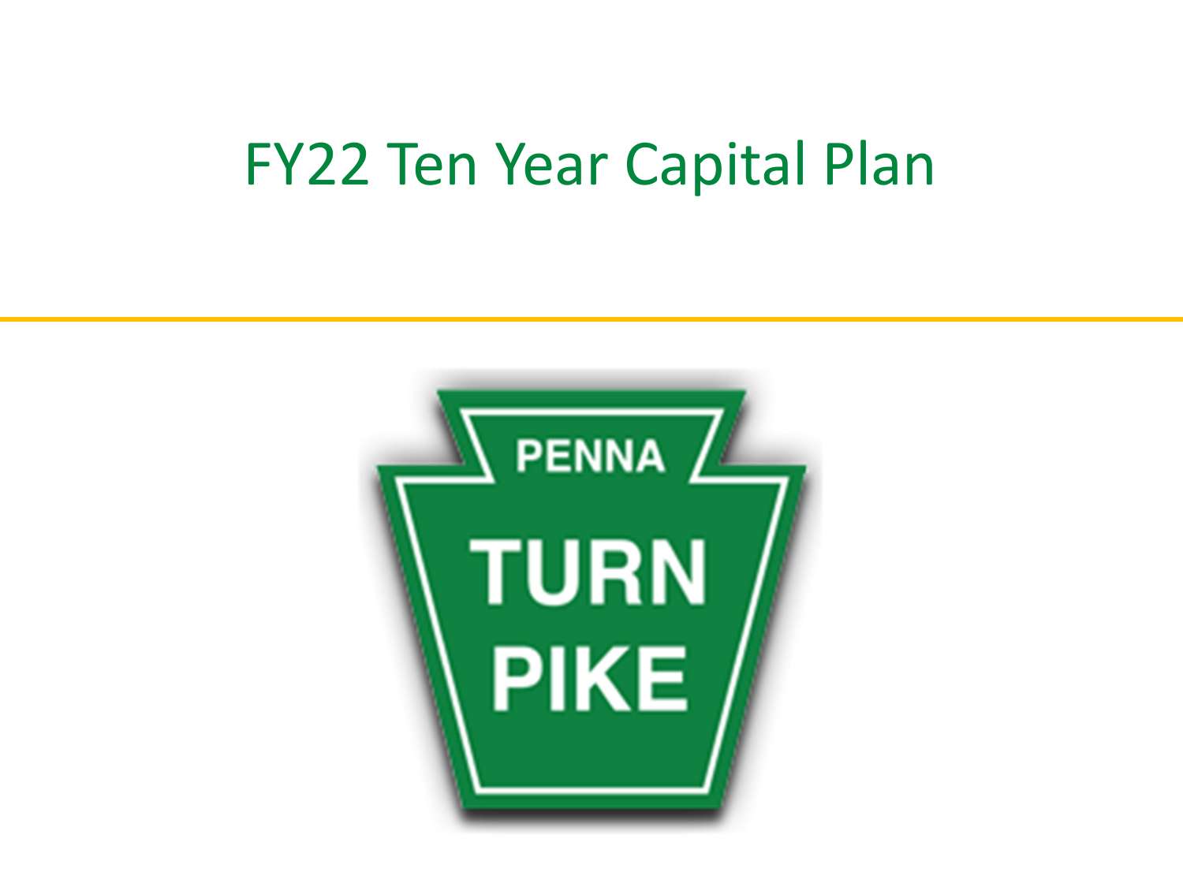# FY22 Ten Year Capital Plan

PENNA TURN PIKE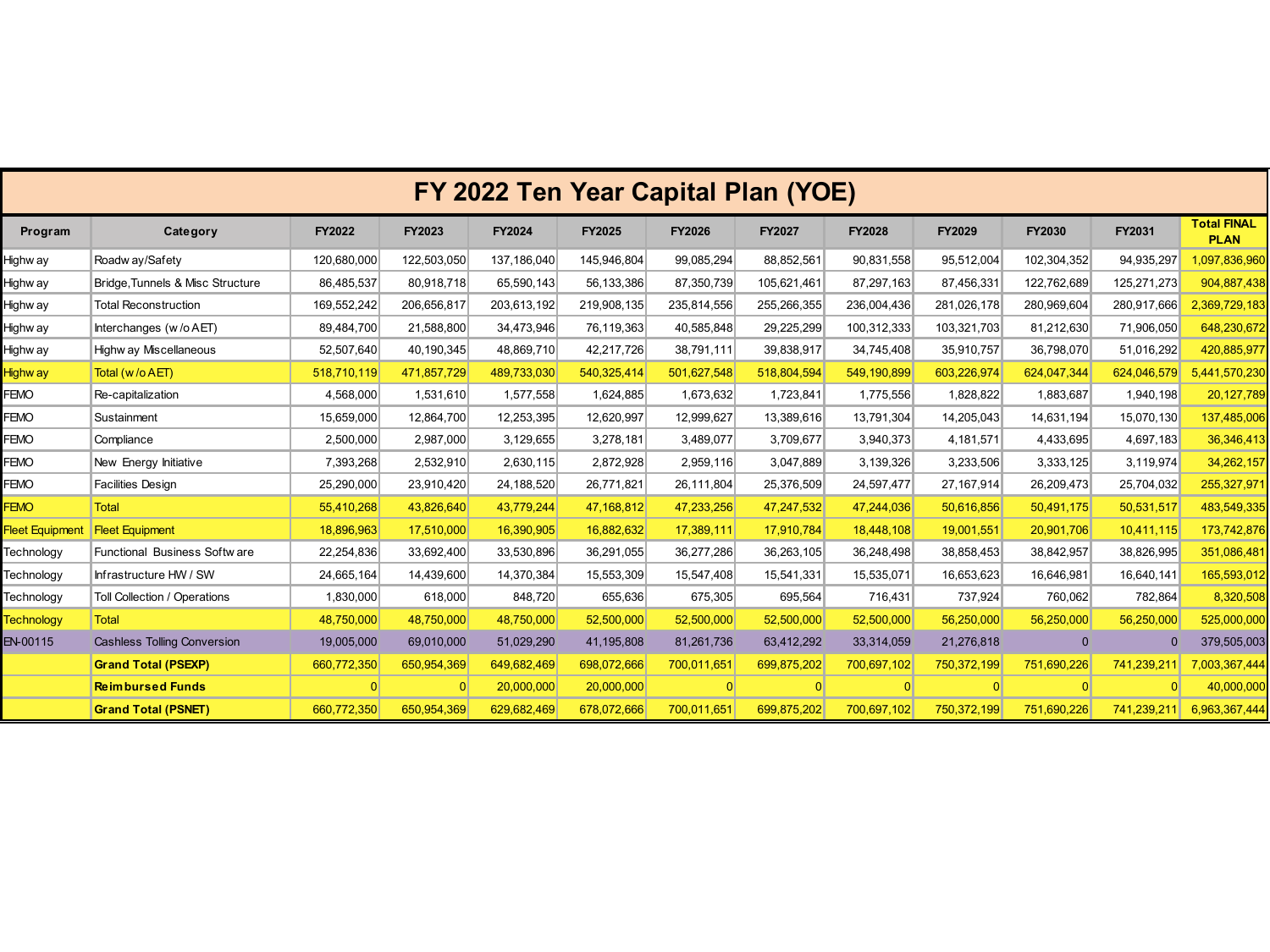# FY 2022 Ten Year Capital Plan (YOE)

| Program | Category | FY2022 | FY2023 | FY2024 | FY2025 | FY2026 | FY2027 | FY2028 | FY2029 | FY2030 | FY2031 | Total FINAL PLAN |
|---|---|---|---|---|---|---|---|---|---|---|---|---|
| Highway | Roadway/Safety | 120,680,000 | 122,503,050 | 137,186,040 | 145,946,804 | 99,085,294 | 88,852,561 | 90,831,558 | 95,512,004 | 102,304,352 | 94,935,297 | 1,097,836,960 |
| Highway | Bridge,Tunnels & Misc Structure | 86,485,537 | 80,918,718 | 65,590,143 | 56,133,386 | 87,350,739 | 105,621,461 | 87,297,163 | 87,456,331 | 122,762,689 | 125,271,273 | 904,887,438 |
| Highway | Total Reconstruction | 169,552,242 | 206,656,817 | 203,613,192 | 219,908,135 | 235,814,556 | 255,266,355 | 236,004,436 | 281,026,178 | 280,969,604 | 280,917,666 | 2,369,729,183 |
| Highway | Interchanges (w/o AET) | 89,484,700 | 21,588,800 | 34,473,946 | 76,119,363 | 40,585,848 | 29,225,299 | 100,312,333 | 103,321,703 | 81,212,630 | 71,906,050 | 648,230,672 |
| Highway | Highway Miscellaneous | 52,507,640 | 40,190,345 | 48,869,710 | 42,217,726 | 38,791,111 | 39,838,917 | 34,745,408 | 35,910,757 | 36,798,070 | 51,016,292 | 420,885,977 |
| Highway | Total (w/o AET) | 518,710,119 | 471,857,729 | 489,733,030 | 540,325,414 | 501,627,548 | 518,804,594 | 549,190,899 | 603,226,974 | 624,047,344 | 624,046,579 | 5,441,570,230 |
| FEMO | Re-capitalization | 4,568,000 | 1,531,610 | 1,577,558 | 1,624,885 | 1,673,632 | 1,723,841 | 1,775,556 | 1,828,822 | 1,883,687 | 1,940,198 | 20,127,789 |
| FEMO | Sustainment | 15,659,000 | 12,864,700 | 12,253,395 | 12,620,997 | 12,999,627 | 13,389,616 | 13,791,304 | 14,205,043 | 14,631,194 | 15,070,130 | 137,485,006 |
| FEMO | Compliance | 2,500,000 | 2,987,000 | 3,129,655 | 3,278,181 | 3,489,077 | 3,709,677 | 3,940,373 | 4,181,571 | 4,433,695 | 4,697,183 | 36,346,413 |
| FEMO | New Energy Initiative | 7,393,268 | 2,532,910 | 2,630,115 | 2,872,928 | 2,959,116 | 3,047,889 | 3,139,326 | 3,233,506 | 3,333,125 | 3,119,974 | 34,262,157 |
| FEMO | Facilities Design | 25,290,000 | 23,910,420 | 24,188,520 | 26,771,821 | 26,111,804 | 25,376,509 | 24,597,477 | 27,167,914 | 26,209,473 | 25,704,032 | 255,327,971 |
| FEMO | Total | 55,410,268 | 43,826,640 | 43,779,244 | 47,168,812 | 47,233,256 | 47,247,532 | 47,244,036 | 50,616,856 | 50,491,175 | 50,531,517 | 483,549,335 |
| Fleet Equipment | Fleet Equipment | 18,896,963 | 17,510,000 | 16,390,905 | 16,882,632 | 17,389,111 | 17,910,784 | 18,448,108 | 19,001,551 | 20,901,706 | 10,411,115 | 173,742,876 |
| Technology | Functional Business Software | 22,254,836 | 33,692,400 | 33,530,896 | 36,291,055 | 36,277,286 | 36,263,105 | 36,248,498 | 38,858,453 | 38,842,957 | 38,826,995 | 351,086,481 |
| Technology | Infrastructure HW / SW | 24,665,164 | 14,439,600 | 14,370,384 | 15,553,309 | 15,547,408 | 15,541,331 | 15,535,071 | 16,653,623 | 16,646,981 | 16,640,141 | 165,593,012 |
| Technology | Toll Collection / Operations | 1,830,000 | 618,000 | 848,720 | 655,636 | 675,305 | 695,564 | 716,431 | 737,924 | 760,062 | 782,864 | 8,320,508 |
| Technology | Total | 48,750,000 | 48,750,000 | 48,750,000 | 52,500,000 | 52,500,000 | 52,500,000 | 52,500,000 | 56,250,000 | 56,250,000 | 56,250,000 | 525,000,000 |
| EN-00115 | Cashless Tolling Conversion | 19,005,000 | 69,010,000 | 51,029,290 | 41,195,808 | 81,261,736 | 63,412,292 | 33,314,059 | 21,276,818 | 0 | 0 | 379,505,003 |
| | **Grand Total (PSEXP)** | 660,772,350 | 650,954,369 | 649,682,469 | 698,072,666 | 700,011,651 | 699,875,202 | 700,697,102 | 750,372,199 | 751,690,226 | 741,239,211 | 7,003,367,444 |
| | **Reimbursed Funds** | 0 | 0 | 20,000,000 | 20,000,000 | 0 | 0 | 0 | 0 | 0 | 0 | 40,000,000 |
| | **Grand Total (PSNET)** | 660,772,350 | 650,954,369 | 629,682,469 | 678,072,666 | 700,011,651 | 699,875,202 | 700,697,102 | 750,372,199 | 751,690,226 | 741,239,211 | 6,963,367,444 |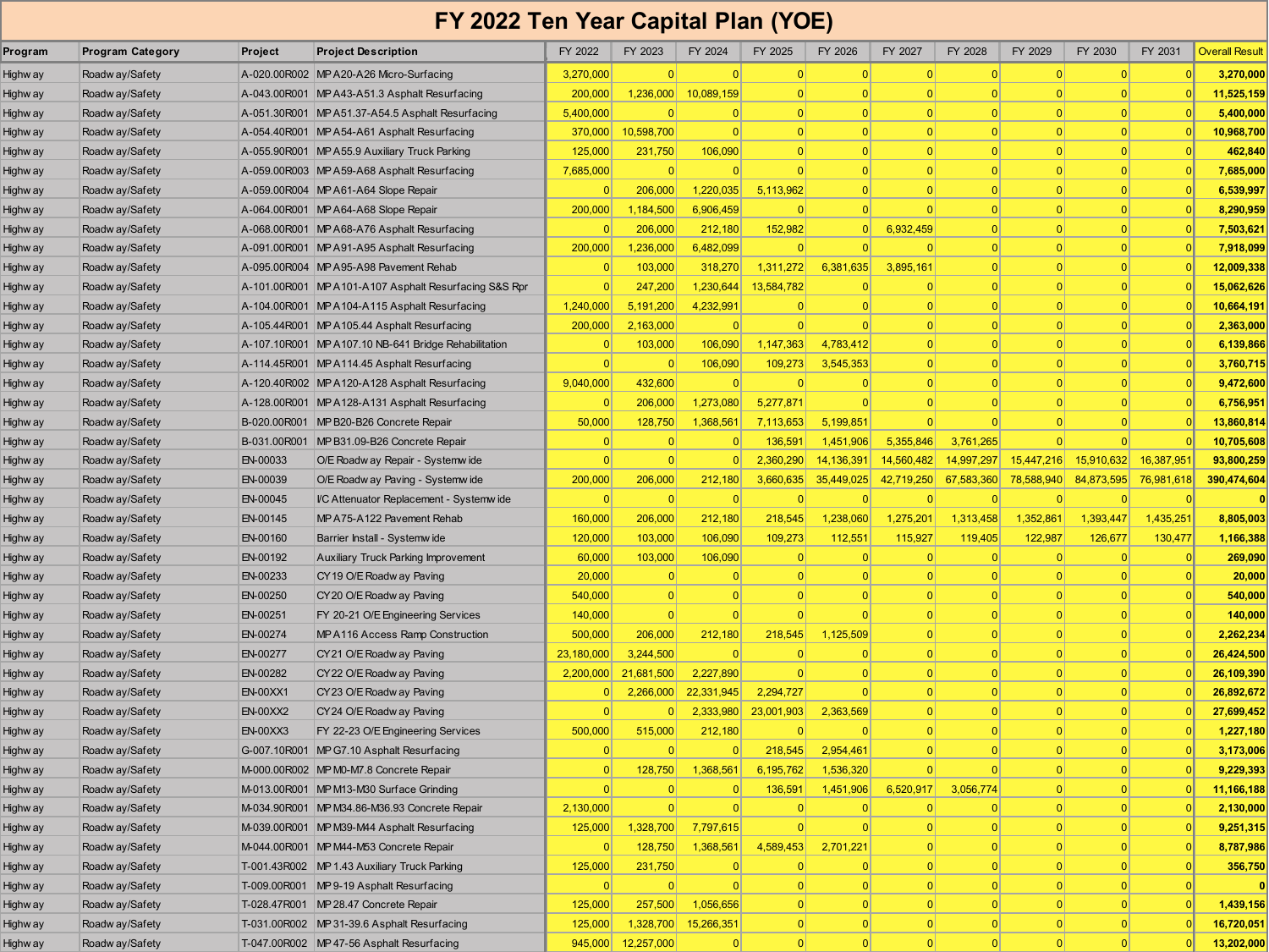# FY 2022 Ten Year Capital Plan (YOE)

| Program | Program Category | Project | Project Description | FY 2022 | FY 2023 | FY 2024 | FY 2025 | FY 2026 | FY 2027 | FY 2028 | FY 2029 | FY 2030 | FY 2031 | Overall Result |
|---|---|---|---|---|---|---|---|---|---|---|---|---|---|---|
| Highway | Roadway/Safety | A-020.00R002 | MP A20-A26 Micro-Surfacing | 3,270,000 | 0 | 0 | 0 | 0 | 0 | 0 | 0 | 0 | 0 | **3,270,000** |
| Highway | Roadway/Safety | A-043.00R001 | MP A43-A51.3 Asphalt Resurfacing | 200,000 | 1,236,000 | 10,089,159 | 0 | 0 | 0 | 0 | 0 | 0 | 0 | **11,525,159** |
| Highway | Roadway/Safety | A-051.30R001 | MP A51.37-A54.5 Asphalt Resurfacing | 5,400,000 | 0 | 0 | 0 | 0 | 0 | 0 | 0 | 0 | 0 | **5,400,000** |
| Highway | Roadway/Safety | A-054.40R001 | MP A54-A61 Asphalt Resurfacing | 370,000 | 10,598,700 | 0 | 0 | 0 | 0 | 0 | 0 | 0 | 0 | **10,968,700** |
| Highway | Roadway/Safety | A-055.90R001 | MP A55.9 Auxiliary Truck Parking | 125,000 | 231,750 | 106,090 | 0 | 0 | 0 | 0 | 0 | 0 | 0 | **462,840** |
| Highway | Roadway/Safety | A-059.00R003 | MP A59-A68 Asphalt Resurfacing | 7,685,000 | 0 | 0 | 0 | 0 | 0 | 0 | 0 | 0 | 0 | **7,685,000** |
| Highway | Roadway/Safety | A-059.00R004 | MP A61-A64 Slope Repair | 0 | 206,000 | 1,220,035 | 5,113,962 | 0 | 0 | 0 | 0 | 0 | 0 | **6,539,997** |
| Highway | Roadway/Safety | A-064.00R001 | MP A64-A68 Slope Repair | 200,000 | 1,184,500 | 6,906,459 | 0 | 0 | 0 | 0 | 0 | 0 | 0 | **8,290,959** |
| Highway | Roadway/Safety | A-068.00R001 | MP A68-A76 Asphalt Resurfacing | 0 | 206,000 | 212,180 | 152,982 | 0 | 6,932,459 | 0 | 0 | 0 | 0 | **7,503,621** |
| Highway | Roadway/Safety | A-091.00R001 | MP A91-A95 Asphalt Resurfacing | 200,000 | 1,236,000 | 6,482,099 | 0 | 0 | 0 | 0 | 0 | 0 | 0 | **7,918,099** |
| Highway | Roadway/Safety | A-095.00R004 | MP A95-A98 Pavement Rehab | 0 | 103,000 | 318,270 | 1,311,272 | 6,381,635 | 3,895,161 | 0 | 0 | 0 | 0 | **12,009,338** |
| Highway | Roadway/Safety | A-101.00R001 | MP A101-A107 Asphalt Resurfacing S&S Rpr | 0 | 247,200 | 1,230,644 | 13,584,782 | 0 | 0 | 0 | 0 | 0 | 0 | **15,062,626** |
| Highway | Roadway/Safety | A-104.00R001 | MP A104-A115 Asphalt Resurfacing | 1,240,000 | 5,191,200 | 4,232,991 | 0 | 0 | 0 | 0 | 0 | 0 | 0 | **10,664,191** |
| Highway | Roadway/Safety | A-105.44R001 | MP A105.44 Asphalt Resurfacing | 200,000 | 2,163,000 | 0 | 0 | 0 | 0 | 0 | 0 | 0 | 0 | **2,363,000** |
| Highway | Roadway/Safety | A-107.10R001 | MP A107.10 NB-641 Bridge Rehabilitation | 0 | 103,000 | 106,090 | 1,147,363 | 4,783,412 | 0 | 0 | 0 | 0 | 0 | **6,139,866** |
| Highway | Roadway/Safety | A-114.45R001 | MP A114.45 Asphalt Resurfacing | 0 | 0 | 106,090 | 109,273 | 3,545,353 | 0 | 0 | 0 | 0 | 0 | **3,760,715** |
| Highway | Roadway/Safety | A-120.40R002 | MP A120-A128 Asphalt Resurfacing | 9,040,000 | 432,600 | 0 | 0 | 0 | 0 | 0 | 0 | 0 | 0 | **9,472,600** |
| Highway | Roadway/Safety | A-128.00R001 | MP A128-A131 Asphalt Resurfacing | 0 | 206,000 | 1,273,080 | 5,277,871 | 0 | 0 | 0 | 0 | 0 | 0 | **6,756,951** |
| Highway | Roadway/Safety | B-020.00R001 | MP B20-B26 Concrete Repair | 50,000 | 128,750 | 1,368,561 | 7,113,653 | 5,199,851 | 0 | 0 | 0 | 0 | 0 | **13,860,814** |
| Highway | Roadway/Safety | B-031.00R001 | MP B31.09-B26 Concrete Repair | 0 | 0 | 0 | 136,591 | 1,451,906 | 5,355,846 | 3,761,265 | 0 | 0 | 0 | **10,705,608** |
| Highway | Roadway/Safety | EN-00033 | O/E Roadway Repair - Systemwide | 0 | 0 | 0 | 2,360,290 | 14,136,391 | 14,560,482 | 14,997,297 | 15,447,216 | 15,910,632 | 16,387,951 | **93,800,259** |
| Highway | Roadway/Safety | EN-00039 | O/E Roadway Paving - Systemwide | 200,000 | 206,000 | 212,180 | 3,660,635 | 35,449,025 | 42,719,250 | 67,583,360 | 78,588,940 | 84,873,595 | 76,981,618 | **390,474,604** |
| Highway | Roadway/Safety | EN-00045 | I/C Attenuator Replacement - Systemwide | 0 | 0 | 0 | 0 | 0 | 0 | 0 | 0 | 0 | 0 | **0** |
| Highway | Roadway/Safety | EN-00145 | MP A75-A122 Pavement Rehab | 160,000 | 206,000 | 212,180 | 218,545 | 1,238,060 | 1,275,201 | 1,313,458 | 1,352,861 | 1,393,447 | 1,435,251 | **8,805,003** |
| Highway | Roadway/Safety | EN-00160 | Barrier Install - Systemwide | 120,000 | 103,000 | 106,090 | 109,273 | 112,551 | 115,927 | 119,405 | 122,987 | 126,677 | 130,477 | **1,166,388** |
| Highway | Roadway/Safety | EN-00192 | Auxiliary Truck Parking Improvement | 60,000 | 103,000 | 106,090 | 0 | 0 | 0 | 0 | 0 | 0 | 0 | **269,090** |
| Highway | Roadway/Safety | EN-00233 | CY19 O/E Roadway Paving | 20,000 | 0 | 0 | 0 | 0 | 0 | 0 | 0 | 0 | 0 | **20,000** |
| Highway | Roadway/Safety | EN-00250 | CY20 O/E Roadway Paving | 540,000 | 0 | 0 | 0 | 0 | 0 | 0 | 0 | 0 | 0 | **540,000** |
| Highway | Roadway/Safety | EN-00251 | FY 20-21 O/E Engineering Services | 140,000 | 0 | 0 | 0 | 0 | 0 | 0 | 0 | 0 | 0 | **140,000** |
| Highway | Roadway/Safety | EN-00274 | MP A116 Access Ramp Construction | 500,000 | 206,000 | 212,180 | 218,545 | 1,125,509 | 0 | 0 | 0 | 0 | 0 | **2,262,234** |
| Highway | Roadway/Safety | EN-00277 | CY21 O/E Roadway Paving | 23,180,000 | 3,244,500 | 0 | 0 | 0 | 0 | 0 | 0 | 0 | 0 | **26,424,500** |
| Highway | Roadway/Safety | EN-00282 | CY22 O/E Roadway Paving | 2,200,000 | 21,681,500 | 2,227,890 | 0 | 0 | 0 | 0 | 0 | 0 | 0 | **26,109,390** |
| Highway | Roadway/Safety | EN-00XX1 | CY23 O/E Roadway Paving | 0 | 2,266,000 | 22,331,945 | 2,294,727 | 0 | 0 | 0 | 0 | 0 | 0 | **26,892,672** |
| Highway | Roadway/Safety | EN-00XX2 | CY24 O/E Roadway Paving | 0 | 0 | 2,333,980 | 23,001,903 | 2,363,569 | 0 | 0 | 0 | 0 | 0 | **27,699,452** |
| Highway | Roadway/Safety | EN-00XX3 | FY 22-23 O/E Engineering Services | 500,000 | 515,000 | 212,180 | 0 | 0 | 0 | 0 | 0 | 0 | 0 | **1,227,180** |
| Highway | Roadway/Safety | G-007.10R001 | MP G7.10 Asphalt Resurfacing | 0 | 0 | 0 | 218,545 | 2,954,461 | 0 | 0 | 0 | 0 | 0 | **3,173,006** |
| Highway | Roadway/Safety | M-000.00R002 | MP M0-M7.8 Concrete Repair | 0 | 128,750 | 1,368,561 | 6,195,762 | 1,536,320 | 0 | 0 | 0 | 0 | 0 | **9,229,393** |
| Highway | Roadway/Safety | M-013.00R001 | MP M13-M30 Surface Grinding | 0 | 0 | 0 | 136,591 | 1,451,906 | 6,520,917 | 3,056,774 | 0 | 0 | 0 | **11,166,188** |
| Highway | Roadway/Safety | M-034.90R001 | MP M34.86-M36.93 Concrete Repair | 2,130,000 | 0 | 0 | 0 | 0 | 0 | 0 | 0 | 0 | 0 | **2,130,000** |
| Highway | Roadway/Safety | M-039.00R001 | MP M39-M44 Asphalt Resurfacing | 125,000 | 1,328,700 | 7,797,615 | 0 | 0 | 0 | 0 | 0 | 0 | 0 | **9,251,315** |
| Highway | Roadway/Safety | M-044.00R001 | MP M44-M53 Concrete Repair | 0 | 128,750 | 1,368,561 | 4,589,453 | 2,701,221 | 0 | 0 | 0 | 0 | 0 | **8,787,986** |
| Highway | Roadway/Safety | T-001.43R002 | MP 1.43 Auxiliary Truck Parking | 125,000 | 231,750 | 0 | 0 | 0 | 0 | 0 | 0 | 0 | 0 | **356,750** |
| Highway | Roadway/Safety | T-009.00R001 | MP 9-19 Asphalt Resurfacing | 0 | 0 | 0 | 0 | 0 | 0 | 0 | 0 | 0 | 0 | **0** |
| Highway | Roadway/Safety | T-028.47R001 | MP 28.47 Concrete Repair | 125,000 | 257,500 | 1,056,656 | 0 | 0 | 0 | 0 | 0 | 0 | 0 | **1,439,156** |
| Highway | Roadway/Safety | T-031.00R002 | MP 31-39.6 Asphalt Resurfacing | 125,000 | 1,328,700 | 15,266,351 | 0 | 0 | 0 | 0 | 0 | 0 | 0 | **16,720,051** |
| Highway | Roadway/Safety | T-047.00R002 | MP 47-56 Asphalt Resurfacing | 945,000 | 12,257,000 | 0 | 0 | 0 | 0 | 0 | 0 | 0 | 0 | **13,202,000** |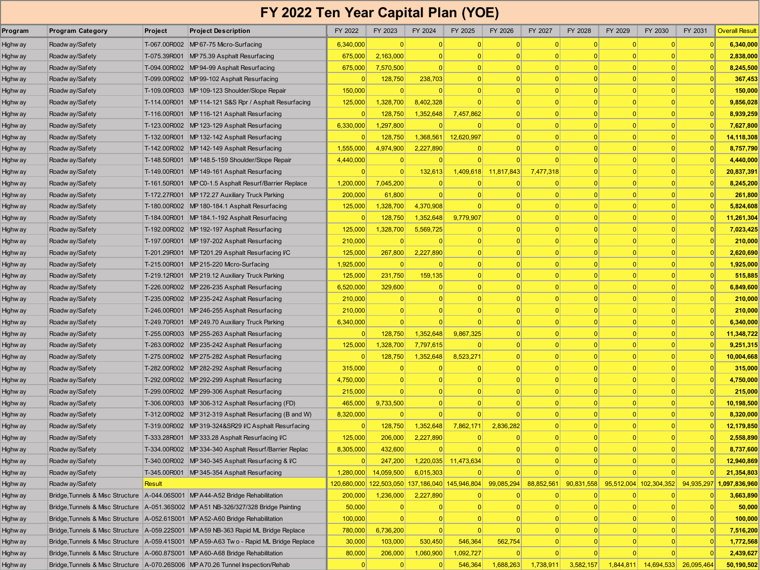# FY 2022 Ten Year Capital Plan (YOE)

| Program | Program Category | Project | Project Description | FY 2022 | FY 2023 | FY 2024 | FY 2025 | FY 2026 | FY 2027 | FY 2028 | FY 2029 | FY 2030 | FY 2031 | Overall Result |
|---|---|---|---|---|---|---|---|---|---|---|---|---|---|---|
| Highway | Roadway/Safety | T-067.00R002 | MP 67-75 Micro-Surfacing | 6,340,000 | 0 | 0 | 0 | 0 | 0 | 0 | 0 | 0 | 0 | **6,340,000** |
| Highway | Roadway/Safety | T-075.39R001 | MP 75.39 Asphalt Resurfacing | 675,000 | 2,163,000 | 0 | 0 | 0 | 0 | 0 | 0 | 0 | 0 | **2,838,000** |
| Highway | Roadway/Safety | T-094.00R002 | MP 94-99 Asphalt Resurfacing | 675,000 | 7,570,500 | 0 | 0 | 0 | 0 | 0 | 0 | 0 | 0 | **8,245,500** |
| Highway | Roadway/Safety | T-099.00R002 | MP 99-102 Asphalt Resurfacing | 0 | 128,750 | 238,703 | 0 | 0 | 0 | 0 | 0 | 0 | 0 | **367,453** |
| Highway | Roadway/Safety | T-109.00R003 | MP 109-123 Shoulder/Slope Repair | 150,000 | 0 | 0 | 0 | 0 | 0 | 0 | 0 | 0 | 0 | **150,000** |
| Highway | Roadway/Safety | T-114.00R001 | MP 114-121 S&S Rpr / Asphalt Resurfacing | 125,000 | 1,328,700 | 8,402,328 | 0 | 0 | 0 | 0 | 0 | 0 | 0 | **9,856,028** |
| Highway | Roadway/Safety | T-116.00R001 | MP 116-121 Asphalt Resurfacing | 0 | 128,750 | 1,352,648 | 7,457,862 | 0 | 0 | 0 | 0 | 0 | 0 | **8,939,259** |
| Highway | Roadway/Safety | T-123.00R002 | MP 123-129 Asphalt Resurfacing | 6,330,000 | 1,297,800 | 0 | 0 | 0 | 0 | 0 | 0 | 0 | 0 | **7,627,800** |
| Highway | Roadway/Safety | T-132.00R001 | MP 132-142 Asphalt Resurfacing | 0 | 128,750 | 1,368,561 | 12,620,997 | 0 | 0 | 0 | 0 | 0 | 0 | **14,118,308** |
| Highway | Roadway/Safety | T-142.00R002 | MP 142-149 Asphalt Resurfacing | 1,555,000 | 4,974,900 | 2,227,890 | 0 | 0 | 0 | 0 | 0 | 0 | 0 | **8,757,790** |
| Highway | Roadway/Safety | T-148.50R001 | MP 148.5-159 Shoulder/Slope Repair | 4,440,000 | 0 | 0 | 0 | 0 | 0 | 0 | 0 | 0 | 0 | **4,440,000** |
| Highway | Roadway/Safety | T-149.00R001 | MP 149-161 Asphalt Resurfacing | 0 | 0 | 132,613 | 1,409,618 | 11,817,843 | 7,477,318 | 0 | 0 | 0 | 0 | **20,837,391** |
| Highway | Roadway/Safety | T-161.50R001 | MP C0-1.5 Asphalt Resurf/Barrier Replace | 1,200,000 | 7,045,200 | 0 | 0 | 0 | 0 | 0 | 0 | 0 | 0 | **8,245,200** |
| Highway | Roadway/Safety | T-172.27R001 | MP 172.27 Auxiliary Truck Parking | 200,000 | 61,800 | 0 | 0 | 0 | 0 | 0 | 0 | 0 | 0 | **261,800** |
| Highway | Roadway/Safety | T-180.00R002 | MP 180-184.1 Asphalt Resurfacing | 125,000 | 1,328,700 | 4,370,908 | 0 | 0 | 0 | 0 | 0 | 0 | 0 | **5,824,608** |
| Highway | Roadway/Safety | T-184.00R001 | MP 184.1-192 Asphalt Resurfacing | 0 | 128,750 | 1,352,648 | 9,779,907 | 0 | 0 | 0 | 0 | 0 | 0 | **11,261,304** |
| Highway | Roadway/Safety | T-192.00R002 | MP 192-197 Asphalt Resurfacing | 125,000 | 1,328,700 | 5,569,725 | 0 | 0 | 0 | 0 | 0 | 0 | 0 | **7,023,425** |
| Highway | Roadway/Safety | T-197.00R001 | MP 197-202 Asphalt Resurfacing | 210,000 | 0 | 0 | 0 | 0 | 0 | 0 | 0 | 0 | 0 | **210,000** |
| Highway | Roadway/Safety | T-201.29R001 | MP T201.29 Asphalt Resurfacing I/C | 125,000 | 267,800 | 2,227,890 | 0 | 0 | 0 | 0 | 0 | 0 | 0 | **2,620,690** |
| Highway | Roadway/Safety | T-215.00R001 | MP 215-220 Micro-Surfacing | 1,925,000 | 0 | 0 | 0 | 0 | 0 | 0 | 0 | 0 | 0 | **1,925,000** |
| Highway | Roadway/Safety | T-219.12R001 | MP 219.12 Auxiliary Truck Parking | 125,000 | 231,750 | 159,135 | 0 | 0 | 0 | 0 | 0 | 0 | 0 | **515,885** |
| Highway | Roadway/Safety | T-226.00R002 | MP 226-235 Asphalt Resurfacing | 6,520,000 | 329,600 | 0 | 0 | 0 | 0 | 0 | 0 | 0 | 0 | **6,849,600** |
| Highway | Roadway/Safety | T-235.00R002 | MP 235-242 Asphalt Resurfacing | 210,000 | 0 | 0 | 0 | 0 | 0 | 0 | 0 | 0 | 0 | **210,000** |
| Highway | Roadway/Safety | T-246.00R001 | MP 246-255 Asphalt Resurfacing | 210,000 | 0 | 0 | 0 | 0 | 0 | 0 | 0 | 0 | 0 | **210,000** |
| Highway | Roadway/Safety | T-249.70R001 | MP 249.70 Auxiliary Truck Parking | 6,340,000 | 0 | 0 | 0 | 0 | 0 | 0 | 0 | 0 | 0 | **6,340,000** |
| Highway | Roadway/Safety | T-255.00R003 | MP 255-263 Asphalt Resurfacing | 0 | 128,750 | 1,352,648 | 9,867,325 | 0 | 0 | 0 | 0 | 0 | 0 | **11,348,722** |
| Highway | Roadway/Safety | T-263.00R002 | MP 235-242 Asphalt Resurfacing | 125,000 | 1,328,700 | 7,797,615 | 0 | 0 | 0 | 0 | 0 | 0 | 0 | **9,251,315** |
| Highway | Roadway/Safety | T-275.00R002 | MP 275-282 Asphalt Resurfacing | 0 | 128,750 | 1,352,648 | 8,523,271 | 0 | 0 | 0 | 0 | 0 | 0 | **10,004,668** |
| Highway | Roadway/Safety | T-282.00R002 | MP 282-292 Asphalt Resurfacing | 315,000 | 0 | 0 | 0 | 0 | 0 | 0 | 0 | 0 | 0 | **315,000** |
| Highway | Roadway/Safety | T-292.00R002 | MP 292-299 Asphalt Resurfacing | 4,750,000 | 0 | 0 | 0 | 0 | 0 | 0 | 0 | 0 | 0 | **4,750,000** |
| Highway | Roadway/Safety | T-299.00R002 | MP 299-306 Asphalt Resurfacing | 215,000 | 0 | 0 | 0 | 0 | 0 | 0 | 0 | 0 | 0 | **215,000** |
| Highway | Roadway/Safety | T-306.00R003 | MP 306-312 Asphalt Resurfacing (FD) | 465,000 | 9,733,500 | 0 | 0 | 0 | 0 | 0 | 0 | 0 | 0 | **10,198,500** |
| Highway | Roadway/Safety | T-312.00R002 | MP 312-319 Asphalt Resurfacing (B and W) | 8,320,000 | 0 | 0 | 0 | 0 | 0 | 0 | 0 | 0 | 0 | **8,320,000** |
| Highway | Roadway/Safety | T-319.00R002 | MP 319-324&SR29 I/C Asphalt Resurfacing | 0 | 128,750 | 1,352,648 | 7,862,171 | 2,836,282 | 0 | 0 | 0 | 0 | 0 | **12,179,850** |
| Highway | Roadway/Safety | T-333.28R001 | MP 333.28 Asphalt Resurfacing I/C | 125,000 | 206,000 | 2,227,890 | 0 | 0 | 0 | 0 | 0 | 0 | 0 | **2,558,890** |
| Highway | Roadway/Safety | T-334.00R002 | MP 334-340 Asphalt Resurf/Barrier Replac | 8,305,000 | 432,600 | 0 | 0 | 0 | 0 | 0 | 0 | 0 | 0 | **8,737,600** |
| Highway | Roadway/Safety | T-340.00R002 | MP 340-345 Asphalt Resurfacing & I/C | 0 | 247,200 | 1,220,035 | 11,473,634 | 0 | 0 | 0 | 0 | 0 | 0 | **12,940,869** |
| Highway | Roadway/Safety | T-345.00R001 | MP 345-354 Asphalt Resurfacing | 1,280,000 | 14,059,500 | 6,015,303 | 0 | 0 | 0 | 0 | 0 | 0 | 0 | **21,354,803** |
| Highway | Roadway/Safety | Result | | 120,680,000 | 122,503,050 | 137,186,040 | 145,946,804 | 99,085,294 | 88,852,561 | 90,831,558 | 95,512,004 | 102,304,352 | 94,935,297 | **1,097,836,960** |
| Highway | Bridge,Tunnels & Misc Structure | A-044.06S001 | MP A44-A52 Bridge Rehabilitation | 200,000 | 1,236,000 | 2,227,890 | 0 | 0 | 0 | 0 | 0 | 0 | 0 | **3,663,890** |
| Highway | Bridge,Tunnels & Misc Structure | A-051.36S002 | MP A51 NB-326/327/328 Bridge Painting | 50,000 | 0 | 0 | 0 | 0 | 0 | 0 | 0 | 0 | 0 | **50,000** |
| Highway | Bridge,Tunnels & Misc Structure | A-052.61S001 | MP A52-A60 Bridge Rehabilitation | 100,000 | 0 | 0 | 0 | 0 | 0 | 0 | 0 | 0 | 0 | **100,000** |
| Highway | Bridge,Tunnels & Misc Structure | A-059.22S001 | MP A59 NB-363 Rapid ML Bridge Replace | 780,000 | 6,736,200 | 0 | 0 | 0 | 0 | 0 | 0 | 0 | 0 | **7,516,200** |
| Highway | Bridge,Tunnels & Misc Structure | A-059.41S001 | MP A59-A63 Two - Rapid ML Bridge Replace | 30,000 | 103,000 | 530,450 | 546,364 | 562,754 | 0 | 0 | 0 | 0 | 0 | **1,772,568** |
| Highway | Bridge,Tunnels & Misc Structure | A-060.87S001 | MP A60-A68 Bridge Rehabilitation | 80,000 | 206,000 | 1,060,900 | 1,092,727 | 0 | 0 | 0 | 0 | 0 | 0 | **2,439,627** |
| Highway | Bridge,Tunnels & Misc Structure | A-070.26S006 | MP A70.26 Tunnel Inspection/Rehab | 0 | 0 | 0 | 546,364 | 1,688,263 | 1,738,911 | 3,582,157 | 1,844,811 | 14,694,533 | 26,095,464 | **50,190,502** |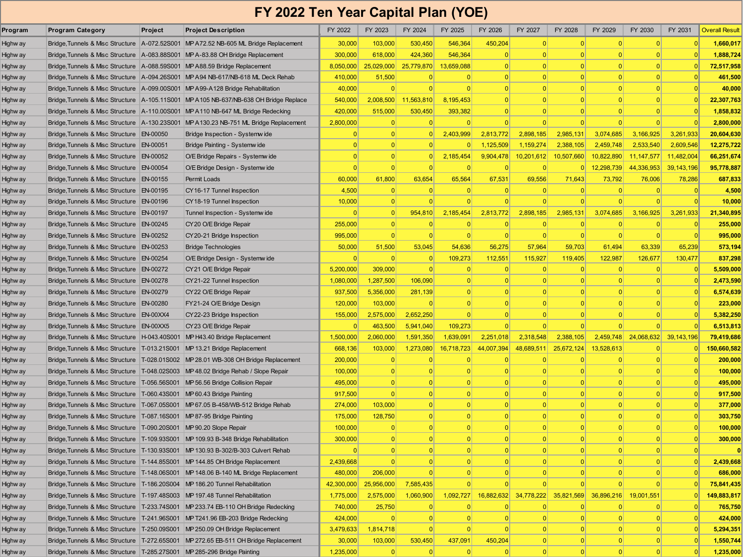# FY 2022 Ten Year Capital Plan (YOE)

| Program | Program Category | Project | Project Description | FY 2022 | FY 2023 | FY 2024 | FY 2025 | FY 2026 | FY 2027 | FY 2028 | FY 2029 | FY 2030 | FY 2031 | Overall Result |
|---|---|---|---|---|---|---|---|---|---|---|---|---|---|---|
| Highway | Bridge,Tunnels & Misc Structure | A-072.52S001 | MP A72.52 NB-605 ML Bridge Replacement | 30,000 | 103,000 | 530,450 | 546,364 | 450,204 | 0 | 0 | 0 | 0 | 0 | 1,660,017 |
| Highway | Bridge,Tunnels & Misc Structure | A-083.88S001 | MP A-83.88 OH Bridge Replacement | 300,000 | 618,000 | 424,360 | 546,364 | 0 | 0 | 0 | 0 | 0 | 0 | 1,888,724 |
| Highway | Bridge,Tunnels & Misc Structure | A-088.59S001 | MP A88.59 Bridge Replacement | 8,050,000 | 25,029,000 | 25,779,870 | 13,659,088 | 0 | 0 | 0 | 0 | 0 | 0 | 72,517,958 |
| Highway | Bridge,Tunnels & Misc Structure | A-094.26S001 | MP A94 NB-617/NB-618 ML Deck Rehab | 410,000 | 51,500 | 0 | 0 | 0 | 0 | 0 | 0 | 0 | 0 | 461,500 |
| Highway | Bridge,Tunnels & Misc Structure | A-099.00S001 | MP A99-A128 Bridge Rehabilitation | 40,000 | 0 | 0 | 0 | 0 | 0 | 0 | 0 | 0 | 0 | 40,000 |
| Highway | Bridge,Tunnels & Misc Structure | A-105.11S001 | MP A105 NB-637/NB-638 OH Bridge Replace | 540,000 | 2,008,500 | 11,563,810 | 8,195,453 | 0 | 0 | 0 | 0 | 0 | 0 | 22,307,763 |
| Highway | Bridge,Tunnels & Misc Structure | A-110.00S001 | MP A110 NB-647 ML Bridge Redecking | 420,000 | 515,000 | 530,450 | 393,382 | 0 | 0 | 0 | 0 | 0 | 0 | 1,858,832 |
| Highway | Bridge,Tunnels & Misc Structure | A-130.23S001 | MP A130.23 NB-751 ML Bridge Replacement | 2,800,000 | 0 | 0 | 0 | 0 | 0 | 0 | 0 | 0 | 0 | 2,800,000 |
| Highway | Bridge,Tunnels & Misc Structure | EN-00050 | Bridge Inspection - Systemwide | 0 | 0 | 0 | 2,403,999 | 2,813,772 | 2,898,185 | 2,985,131 | 3,074,685 | 3,166,925 | 3,261,933 | 20,604,630 |
| Highway | Bridge,Tunnels & Misc Structure | EN-00051 | Bridge Painting - Systemwide | 0 | 0 | 0 | 0 | 1,125,509 | 1,159,274 | 2,388,105 | 2,459,748 | 2,533,540 | 2,609,546 | 12,275,722 |
| Highway | Bridge,Tunnels & Misc Structure | EN-00052 | O/E Bridge Repairs - Systemwide | 0 | 0 | 0 | 2,185,454 | 9,904,478 | 10,201,612 | 10,507,660 | 10,822,890 | 11,147,577 | 11,482,004 | 66,251,674 |
| Highway | Bridge,Tunnels & Misc Structure | EN-00054 | O/E Bridge Design - Systemwide | 0 | 0 | 0 | 0 | 0 | 0 | 0 | 12,298,739 | 44,336,953 | 39,143,196 | 95,778,887 |
| Highway | Bridge,Tunnels & Misc Structure | EN-00155 | Permit Loads | 60,000 | 61,800 | 63,654 | 65,564 | 67,531 | 69,556 | 71,643 | 73,792 | 76,006 | 78,286 | 687,833 |
| Highway | Bridge,Tunnels & Misc Structure | EN-00195 | CY16-17 Tunnel Inspection | 4,500 | 0 | 0 | 0 | 0 | 0 | 0 | 0 | 0 | 0 | 4,500 |
| Highway | Bridge,Tunnels & Misc Structure | EN-00196 | CY18-19 Tunnel Inspection | 10,000 | 0 | 0 | 0 | 0 | 0 | 0 | 0 | 0 | 0 | 10,000 |
| Highway | Bridge,Tunnels & Misc Structure | EN-00197 | Tunnel Inspection - Systemwide | 0 | 0 | 954,810 | 2,185,454 | 2,813,772 | 2,898,185 | 2,985,131 | 3,074,685 | 3,166,925 | 3,261,933 | 21,340,895 |
| Highway | Bridge,Tunnels & Misc Structure | EN-00245 | CY20 O/E Bridge Repair | 255,000 | 0 | 0 | 0 | 0 | 0 | 0 | 0 | 0 | 0 | 255,000 |
| Highway | Bridge,Tunnels & Misc Structure | EN-00252 | CY20-21 Bridge Inspection | 995,000 | 0 | 0 | 0 | 0 | 0 | 0 | 0 | 0 | 0 | 995,000 |
| Highway | Bridge,Tunnels & Misc Structure | EN-00253 | Bridge Technologies | 50,000 | 51,500 | 53,045 | 54,636 | 56,275 | 57,964 | 59,703 | 61,494 | 63,339 | 65,239 | 573,194 |
| Highway | Bridge,Tunnels & Misc Structure | EN-00254 | O/E Bridge Design - Systemwide | 0 | 0 | 0 | 109,273 | 112,551 | 115,927 | 119,405 | 122,987 | 126,677 | 130,477 | 837,298 |
| Highway | Bridge,Tunnels & Misc Structure | EN-00272 | CY21 O/E Bridge Repair | 5,200,000 | 309,000 | 0 | 0 | 0 | 0 | 0 | 0 | 0 | 0 | 5,509,000 |
| Highway | Bridge,Tunnels & Misc Structure | EN-00278 | CY21-22 Tunnel Inspection | 1,080,000 | 1,287,500 | 106,090 | 0 | 0 | 0 | 0 | 0 | 0 | 0 | 2,473,590 |
| Highway | Bridge,Tunnels & Misc Structure | EN-00279 | CY22 O/E Bridge Repair | 937,500 | 5,356,000 | 281,139 | 0 | 0 | 0 | 0 | 0 | 0 | 0 | 6,574,639 |
| Highway | Bridge,Tunnels & Misc Structure | EN-00280 | FY21-24 O/E Bridge Design | 120,000 | 103,000 | 0 | 0 | 0 | 0 | 0 | 0 | 0 | 0 | 223,000 |
| Highway | Bridge,Tunnels & Misc Structure | EN-00XX4 | CY22-23 Bridge Inspection | 155,000 | 2,575,000 | 2,652,250 | 0 | 0 | 0 | 0 | 0 | 0 | 0 | 5,382,250 |
| Highway | Bridge,Tunnels & Misc Structure | EN-00XX5 | CY23 O/E Bridge Repair | 0 | 463,500 | 5,941,040 | 109,273 | 0 | 0 | 0 | 0 | 0 | 0 | 6,513,813 |
| Highway | Bridge,Tunnels & Misc Structure | H-043.40S001 | MP H43.40 Bridge Replacement | 1,500,000 | 2,060,000 | 1,591,350 | 1,639,091 | 2,251,018 | 2,318,548 | 2,388,105 | 2,459,748 | 24,068,632 | 39,143,196 | 79,419,686 |
| Highway | Bridge,Tunnels & Misc Structure | T-013.21S001 | MP 13.21 Bridge Replacement | 668,136 | 103,000 | 1,273,080 | 16,718,723 | 44,007,394 | 48,689,511 | 25,672,124 | 13,528,613 | 0 | 0 | 150,660,582 |
| Highway | Bridge,Tunnels & Misc Structure | T-028.01S002 | MP 28.01 WB-308 OH Bridge Replacement | 200,000 | 0 | 0 | 0 | 0 | 0 | 0 | 0 | 0 | 0 | 200,000 |
| Highway | Bridge,Tunnels & Misc Structure | T-048.02S003 | MP 48.02 Bridge Rehab / Slope Repair | 100,000 | 0 | 0 | 0 | 0 | 0 | 0 | 0 | 0 | 0 | 100,000 |
| Highway | Bridge,Tunnels & Misc Structure | T-056.56S001 | MP 56.56 Bridge Collision Repair | 495,000 | 0 | 0 | 0 | 0 | 0 | 0 | 0 | 0 | 0 | 495,000 |
| Highway | Bridge,Tunnels & Misc Structure | T-060.43S001 | MP 60.43 Bridge Painting | 917,500 | 0 | 0 | 0 | 0 | 0 | 0 | 0 | 0 | 0 | 917,500 |
| Highway | Bridge,Tunnels & Misc Structure | T-067.05S001 | MP 67.05 B-458/WB-512 Bridge Rehab | 274,000 | 103,000 | 0 | 0 | 0 | 0 | 0 | 0 | 0 | 0 | 377,000 |
| Highway | Bridge,Tunnels & Misc Structure | T-087.16S001 | MP 87-95 Bridge Painting | 175,000 | 128,750 | 0 | 0 | 0 | 0 | 0 | 0 | 0 | 0 | 303,750 |
| Highway | Bridge,Tunnels & Misc Structure | T-090.20S001 | MP 90.20 Slope Repair | 100,000 | 0 | 0 | 0 | 0 | 0 | 0 | 0 | 0 | 0 | 100,000 |
| Highway | Bridge,Tunnels & Misc Structure | T-109.93S001 | MP 109.93 B-348 Bridge Rehabilitation | 300,000 | 0 | 0 | 0 | 0 | 0 | 0 | 0 | 0 | 0 | 300,000 |
| Highway | Bridge,Tunnels & Misc Structure | T-130.93S001 | MP 130.93 B-302/B-303 Culvert Rehab | 0 | 0 | 0 | 0 | 0 | 0 | 0 | 0 | 0 | 0 | 0 |
| Highway | Bridge,Tunnels & Misc Structure | T-144.85S001 | MP 144.85 OH Bridge Replacement | 2,439,668 | 0 | 0 | 0 | 0 | 0 | 0 | 0 | 0 | 0 | 2,439,668 |
| Highway | Bridge,Tunnels & Misc Structure | T-148.06S001 | MP 148.06 B-140 ML Bridge Replacement | 480,000 | 206,000 | 0 | 0 | 0 | 0 | 0 | 0 | 0 | 0 | 686,000 |
| Highway | Bridge,Tunnels & Misc Structure | T-186.20S004 | MP 186.20 Tunnel Rehabilitation | 42,300,000 | 25,956,000 | 7,585,435 | 0 | 0 | 0 | 0 | 0 | 0 | 0 | 75,841,435 |
| Highway | Bridge,Tunnels & Misc Structure | T-197.48S003 | MP 197.48 Tunnel Rehabilitation | 1,775,000 | 2,575,000 | 1,060,900 | 1,092,727 | 16,882,632 | 34,778,222 | 35,821,569 | 36,896,216 | 19,001,551 | 0 | 149,883,817 |
| Highway | Bridge,Tunnels & Misc Structure | T-233.74S001 | MP 233.74 EB-110 OH Bridge Redecking | 740,000 | 25,750 | 0 | 0 | 0 | 0 | 0 | 0 | 0 | 0 | 765,750 |
| Highway | Bridge,Tunnels & Misc Structure | T-241.96S001 | MP T241.96 EB-203 Bridge Redecking | 424,000 | 0 | 0 | 0 | 0 | 0 | 0 | 0 | 0 | 0 | 424,000 |
| Highway | Bridge,Tunnels & Misc Structure | T-250.09S001 | MP 250.09 OH Bridge Replacement | 3,479,633 | 1,814,718 | 0 | 0 | 0 | 0 | 0 | 0 | 0 | 0 | 5,294,351 |
| Highway | Bridge,Tunnels & Misc Structure | T-272.65S001 | MP 272.65 EB-511 OH Bridge Replacement | 30,000 | 103,000 | 530,450 | 437,091 | 450,204 | 0 | 0 | 0 | 0 | 0 | 1,550,744 |
| Highway | Bridge,Tunnels & Misc Structure | T-285.27S001 | MP 285-296 Bridge Painting | 1,235,000 | 0 | 0 | 0 | 0 | 0 | 0 | 0 | 0 | 0 | 1,235,000 |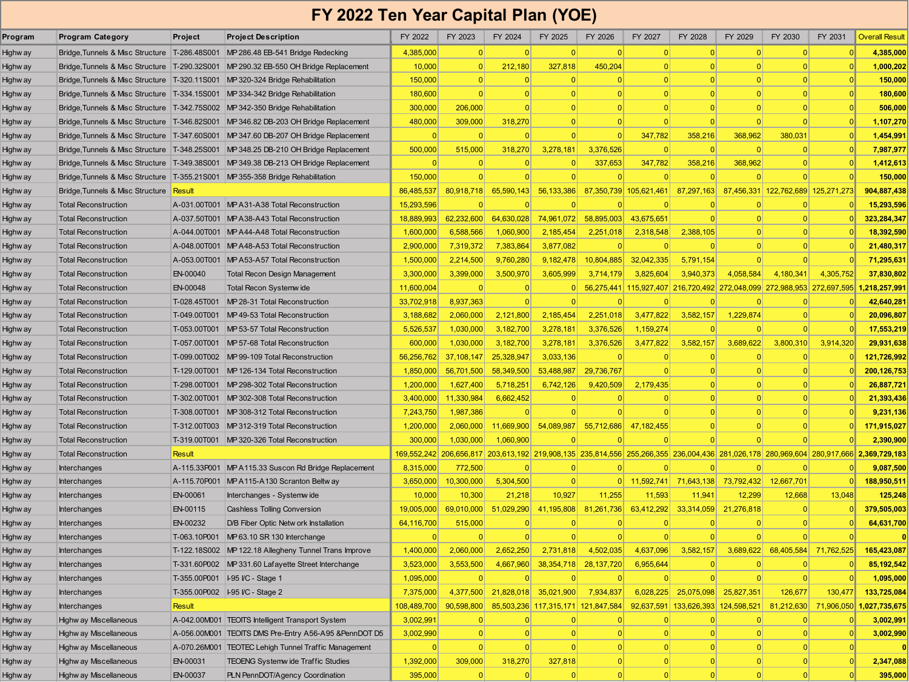# FY 2022 Ten Year Capital Plan (YOE)

| Program | Program Category | Project | Project Description | FY 2022 | FY 2023 | FY 2024 | FY 2025 | FY 2026 | FY 2027 | FY 2028 | FY 2029 | FY 2030 | FY 2031 | Overall Result |
|---|---|---|---|---|---|---|---|---|---|---|---|---|---|---|
| Highway | Bridge,Tunnels & Misc Structure | T-286.48S001 | MP 286.48 EB-541 Bridge Redecking | 4,385,000 | 0 | 0 | 0 | 0 | 0 | 0 | 0 | 0 | 0 | **4,385,000** |
| Highway | Bridge,Tunnels & Misc Structure | T-290.32S001 | MP 290.32 EB-550 OH Bridge Replacement | 10,000 | 0 | 212,180 | 327,818 | 450,204 | 0 | 0 | 0 | 0 | 0 | **1,000,202** |
| Highway | Bridge,Tunnels & Misc Structure | T-320.11S001 | MP 320-324 Bridge Rehabilitation | 150,000 | 0 | 0 | 0 | 0 | 0 | 0 | 0 | 0 | 0 | **150,000** |
| Highway | Bridge,Tunnels & Misc Structure | T-334.15S001 | MP 334-342 Bridge Rehabilitation | 180,600 | 0 | 0 | 0 | 0 | 0 | 0 | 0 | 0 | 0 | **180,600** |
| Highway | Bridge,Tunnels & Misc Structure | T-342.75S002 | MP 342-350 Bridge Rehabilitation | 300,000 | 206,000 | 0 | 0 | 0 | 0 | 0 | 0 | 0 | 0 | **506,000** |
| Highway | Bridge,Tunnels & Misc Structure | T-346.82S001 | MP 346.82 DB-203 OH Bridge Replacement | 480,000 | 309,000 | 318,270 | 0 | 0 | 0 | 0 | 0 | 0 | 0 | **1,107,270** |
| Highway | Bridge,Tunnels & Misc Structure | T-347.60S001 | MP 347.60 DB-207 OH Bridge Replacement | 0 | 0 | 0 | 0 | 0 | 347,782 | 358,216 | 368,962 | 380,031 | 0 | **1,454,991** |
| Highway | Bridge,Tunnels & Misc Structure | T-348.25S001 | MP 348.25 DB-210 OH Bridge Replacement | 500,000 | 515,000 | 318,270 | 3,278,181 | 3,376,526 | 0 | 0 | 0 | 0 | 0 | **7,987,977** |
| Highway | Bridge,Tunnels & Misc Structure | T-349.38S001 | MP 349.38 DB-213 OH Bridge Replacement | 0 | 0 | 0 | 0 | 337,653 | 347,782 | 358,216 | 368,962 | 0 | 0 | **1,412,613** |
| Highway | Bridge,Tunnels & Misc Structure | T-355.21S001 | MP 355-358 Bridge Rehabilitation | 150,000 | 0 | 0 | 0 | 0 | 0 | 0 | 0 | 0 | 0 | **150,000** |
| Highway | Bridge,Tunnels & Misc Structure | Result | | 86,485,537 | 80,918,718 | 65,590,143 | 56,133,386 | 87,350,739 | 105,621,461 | 87,297,163 | 87,456,331 | 122,762,689 | 125,271,273 | **904,887,438** |
| Highway | Total Reconstruction | A-031.00T001 | MP A31-A38 Total Reconstruction | 15,293,596 | 0 | 0 | 0 | 0 | 0 | 0 | 0 | 0 | 0 | **15,293,596** |
| Highway | Total Reconstruction | A-037.50T001 | MP A38-A43 Total Reconstruction | 18,889,993 | 62,232,600 | 64,630,028 | 74,961,072 | 58,895,003 | 43,675,651 | 0 | 0 | 0 | 0 | **323,284,347** |
| Highway | Total Reconstruction | A-044.00T001 | MP A44-A48 Total Reconstruction | 1,600,000 | 6,588,566 | 1,060,900 | 2,185,454 | 2,251,018 | 2,318,548 | 2,388,105 | 0 | 0 | 0 | **18,392,590** |
| Highway | Total Reconstruction | A-048.00T001 | MP A48-A53 Total Reconstruction | 2,900,000 | 7,319,372 | 7,383,864 | 3,877,082 | 0 | 0 | 0 | 0 | 0 | 0 | **21,480,317** |
| Highway | Total Reconstruction | A-053.00T001 | MP A53-A57 Total Reconstruction | 1,500,000 | 2,214,500 | 9,760,280 | 9,182,478 | 10,804,885 | 32,042,335 | 5,791,154 | 0 | 0 | 0 | **71,295,631** |
| Highway | Total Reconstruction | EN-00040 | Total Recon Design Management | 3,300,000 | 3,399,000 | 3,500,970 | 3,605,999 | 3,714,179 | 3,825,604 | 3,940,373 | 4,058,584 | 4,180,341 | 4,305,752 | **37,830,802** |
| Highway | Total Reconstruction | EN-00048 | Total Recon Systemwide | 11,600,004 | 0 | 0 | 0 | 56,275,441 | 115,927,407 | 216,720,492 | 272,048,099 | 272,988,953 | 272,697,595 | **1,218,257,991** |
| Highway | Total Reconstruction | T-028.45T001 | MP 28-31 Total Reconstruction | 33,702,918 | 8,937,363 | 0 | 0 | 0 | 0 | 0 | 0 | 0 | 0 | **42,640,281** |
| Highway | Total Reconstruction | T-049.00T001 | MP 49-53 Total Reconstruction | 3,188,682 | 2,060,000 | 2,121,800 | 2,185,454 | 2,251,018 | 3,477,822 | 3,582,157 | 1,229,874 | 0 | 0 | **20,096,807** |
| Highway | Total Reconstruction | T-053.00T001 | MP 53-57 Total Reconstruction | 5,526,537 | 1,030,000 | 3,182,700 | 3,278,181 | 3,376,526 | 1,159,274 | 0 | 0 | 0 | 0 | **17,553,219** |
| Highway | Total Reconstruction | T-057.00T001 | MP 57-68 Total Reconstruction | 600,000 | 1,030,000 | 3,182,700 | 3,278,181 | 3,376,526 | 3,477,822 | 3,582,157 | 3,689,622 | 3,800,310 | 3,914,320 | **29,931,638** |
| Highway | Total Reconstruction | T-099.00T002 | MP 99-109 Total Reconstruction | 56,256,762 | 37,108,147 | 25,328,947 | 3,033,136 | 0 | 0 | 0 | 0 | 0 | 0 | **121,726,992** |
| Highway | Total Reconstruction | T-129.00T001 | MP 126-134 Total Reconstruction | 1,850,000 | 56,701,500 | 58,349,500 | 53,488,987 | 29,736,767 | 0 | 0 | 0 | 0 | 0 | **200,126,753** |
| Highway | Total Reconstruction | T-298.00T001 | MP 298-302 Total Reconstruction | 1,200,000 | 1,627,400 | 5,718,251 | 6,742,126 | 9,420,509 | 2,179,435 | 0 | 0 | 0 | 0 | **26,887,721** |
| Highway | Total Reconstruction | T-302.00T001 | MP 302-308 Total Reconstruction | 3,400,000 | 11,330,984 | 6,662,452 | 0 | 0 | 0 | 0 | 0 | 0 | 0 | **21,393,436** |
| Highway | Total Reconstruction | T-308.00T001 | MP 308-312 Total Reconstruction | 7,243,750 | 1,987,386 | 0 | 0 | 0 | 0 | 0 | 0 | 0 | 0 | **9,231,136** |
| Highway | Total Reconstruction | T-312.00T003 | MP 312-319 Total Reconstruction | 1,200,000 | 2,060,000 | 11,669,900 | 54,089,987 | 55,712,686 | 47,182,455 | 0 | 0 | 0 | 0 | **171,915,027** |
| Highway | Total Reconstruction | T-319.00T001 | MP 320-326 Total Reconstruction | 300,000 | 1,030,000 | 1,060,900 | 0 | 0 | 0 | 0 | 0 | 0 | 0 | **2,390,900** |
| Highway | Total Reconstruction | Result | | 169,552,242 | 206,656,817 | 203,613,192 | 219,908,135 | 235,814,556 | 255,266,355 | 236,004,436 | 281,026,178 | 280,969,604 | 280,917,666 | **2,369,729,183** |
| Highway | Interchanges | A-115.33P001 | MP A115.33 Suscon Rd Bridge Replacement | 8,315,000 | 772,500 | 0 | 0 | 0 | 0 | 0 | 0 | 0 | 0 | **9,087,500** |
| Highway | Interchanges | A-115.70P001 | MP A115-A130 Scranton Beltway | 3,650,000 | 10,300,000 | 5,304,500 | 0 | 0 | 11,592,741 | 71,643,138 | 73,792,432 | 12,667,701 | 0 | **188,950,511** |
| Highway | Interchanges | EN-00061 | Interchanges - Systemwide | 10,000 | 10,300 | 21,218 | 10,927 | 11,255 | 11,593 | 11,941 | 12,299 | 12,668 | 13,048 | **125,248** |
| Highway | Interchanges | EN-00115 | Cashless Tolling Conversion | 19,005,000 | 69,010,000 | 51,029,290 | 41,195,808 | 81,261,736 | 63,412,292 | 33,314,059 | 21,276,818 | 0 | 0 | **379,505,003** |
| Highway | Interchanges | EN-00232 | D/B Fiber Optic Network Installation | 64,116,700 | 515,000 | 0 | 0 | 0 | 0 | 0 | 0 | 0 | 0 | **64,631,700** |
| Highway | Interchanges | T-063.10P001 | MP 63.10 SR 130 Interchange | 0 | 0 | 0 | 0 | 0 | 0 | 0 | 0 | 0 | 0 | **0** |
| Highway | Interchanges | T-122.18S002 | MP 122.18 Allegheny Tunnel Trans Improve | 1,400,000 | 2,060,000 | 2,652,250 | 2,731,818 | 4,502,035 | 4,637,096 | 3,582,157 | 3,689,622 | 68,405,584 | 71,762,525 | **165,423,087** |
| Highway | Interchanges | T-331.60P002 | MP 331.60 Lafayette Street Interchange | 3,523,000 | 3,553,500 | 4,667,960 | 38,354,718 | 28,137,720 | 6,955,644 | 0 | 0 | 0 | 0 | **85,192,542** |
| Highway | Interchanges | T-355.00P001 | I-95 I/C - Stage 1 | 1,095,000 | 0 | 0 | 0 | 0 | 0 | 0 | 0 | 0 | 0 | **1,095,000** |
| Highway | Interchanges | T-355.00P002 | I-95 I/C - Stage 2 | 7,375,000 | 4,377,500 | 21,828,018 | 35,021,900 | 7,934,837 | 6,028,225 | 25,075,098 | 25,827,351 | 126,677 | 130,477 | **133,725,084** |
| Highway | Interchanges | Result | | 108,489,700 | 90,598,800 | 85,503,236 | 117,315,171 | 121,847,584 | 92,637,591 | 133,626,393 | 124,598,521 | 81,212,630 | 71,906,050 | **1,027,735,675** |
| Highway | Highway Miscellaneous | A-042.00M001 | TEOITS Intelligent Transport System | 3,002,991 | 0 | 0 | 0 | 0 | 0 | 0 | 0 | 0 | 0 | **3,002,991** |
| Highway | Highway Miscellaneous | A-056.00M001 | TEOITS DMS Pre-Entry A56-A95 &PennDOT D5 | 3,002,990 | 0 | 0 | 0 | 0 | 0 | 0 | 0 | 0 | 0 | **3,002,990** |
| Highway | Highway Miscellaneous | A-070.26M001 | TEOTEC Lehigh Tunnel Traffic Management | 0 | 0 | 0 | 0 | 0 | 0 | 0 | 0 | 0 | 0 | **0** |
| Highway | Highway Miscellaneous | EN-00031 | TEOENG Systemwide Traffic Studies | 1,392,000 | 309,000 | 318,270 | 327,818 | 0 | 0 | 0 | 0 | 0 | 0 | **2,347,088** |
| Highway | Highway Miscellaneous | EN-00037 | PLN PennDOT/Agency Coordination | 395,000 | 0 | 0 | 0 | 0 | 0 | 0 | 0 | 0 | 0 | **395,000** |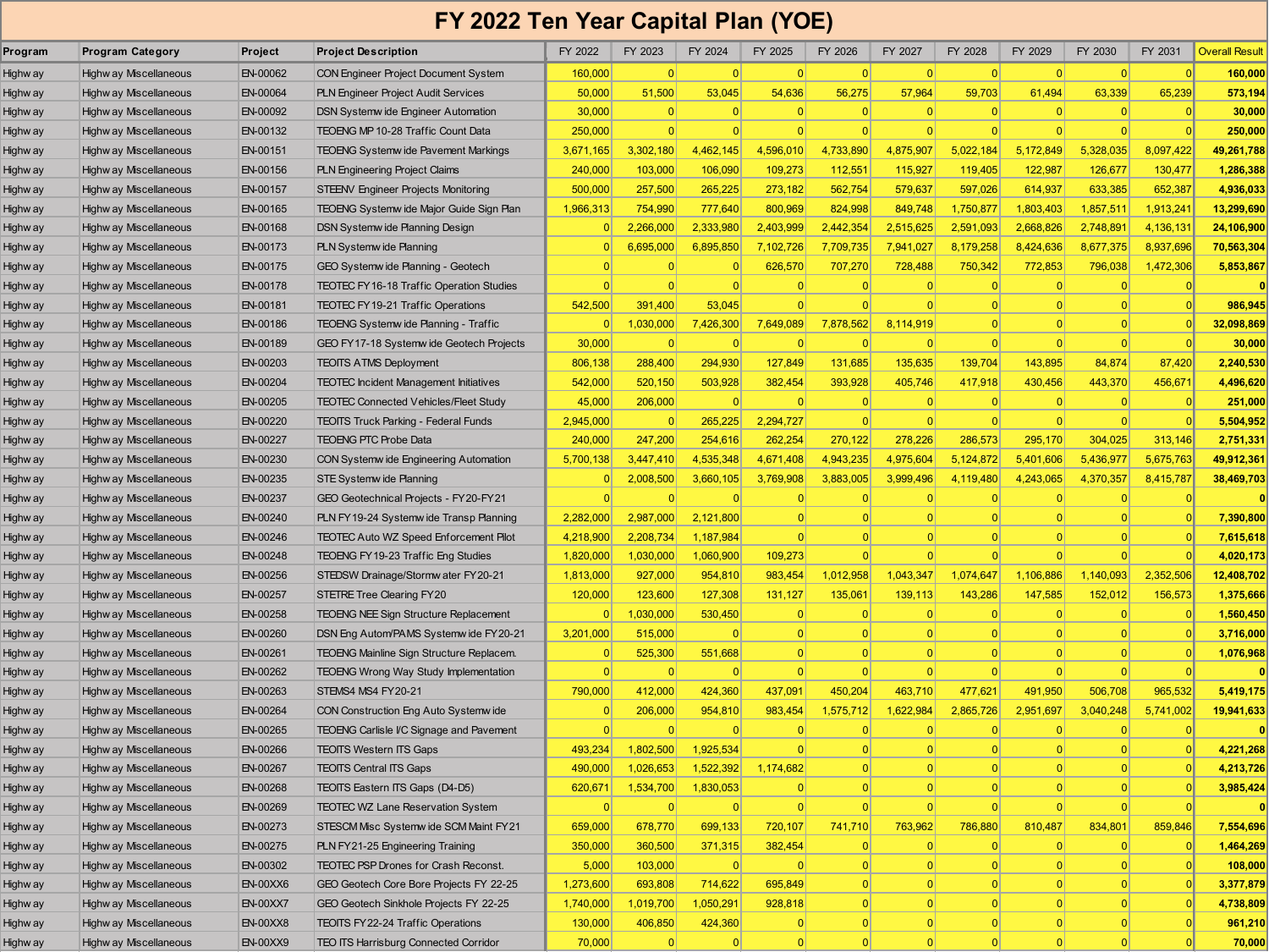# FY 2022 Ten Year Capital Plan (YOE)

| Program | Program Category | Project | Project Description | FY 2022 | FY 2023 | FY 2024 | FY 2025 | FY 2026 | FY 2027 | FY 2028 | FY 2029 | FY 2030 | FY 2031 | Overall Result |
|---|---|---|---|---|---|---|---|---|---|---|---|---|---|---|
| Highway | Highway Miscellaneous | EN-00062 | CON Engineer Project Document System | 160,000 | 0 | 0 | 0 | 0 | 0 | 0 | 0 | 0 | 0 | **160,000** |
| Highway | Highway Miscellaneous | EN-00064 | PLN Engineer Project Audit Services | 50,000 | 51,500 | 53,045 | 54,636 | 56,275 | 57,964 | 59,703 | 61,494 | 63,339 | 65,239 | **573,194** |
| Highway | Highway Miscellaneous | EN-00092 | DSN Systemwide Engineer Automation | 30,000 | 0 | 0 | 0 | 0 | 0 | 0 | 0 | 0 | 0 | **30,000** |
| Highway | Highway Miscellaneous | EN-00132 | TEOENG MP 10-28 Traffic Count Data | 250,000 | 0 | 0 | 0 | 0 | 0 | 0 | 0 | 0 | 0 | **250,000** |
| Highway | Highway Miscellaneous | EN-00151 | TEOENG Systemwide Pavement Markings | 3,671,165 | 3,302,180 | 4,462,145 | 4,596,010 | 4,733,890 | 4,875,907 | 5,022,184 | 5,172,849 | 5,328,035 | 8,097,422 | **49,261,788** |
| Highway | Highway Miscellaneous | EN-00156 | PLN Engineering Project Claims | 240,000 | 103,000 | 106,090 | 109,273 | 112,551 | 115,927 | 119,405 | 122,987 | 126,677 | 130,477 | **1,286,388** |
| Highway | Highway Miscellaneous | EN-00157 | STEENV Engineer Projects Monitoring | 500,000 | 257,500 | 265,225 | 273,182 | 562,754 | 579,637 | 597,026 | 614,937 | 633,385 | 652,387 | **4,936,033** |
| Highway | Highway Miscellaneous | EN-00165 | TEOENG Systemwide Major Guide Sign Plan | 1,966,313 | 754,990 | 777,640 | 800,969 | 824,998 | 849,748 | 1,750,877 | 1,803,403 | 1,857,511 | 1,913,241 | **13,299,690** |
| Highway | Highway Miscellaneous | EN-00168 | DSN Systemwide Planning Design | 0 | 2,266,000 | 2,333,980 | 2,403,999 | 2,442,354 | 2,515,625 | 2,591,093 | 2,668,826 | 2,748,891 | 4,136,131 | **24,106,900** |
| Highway | Highway Miscellaneous | EN-00173 | PLN Systemwide Planning | 0 | 6,695,000 | 6,895,850 | 7,102,726 | 7,709,735 | 7,941,027 | 8,179,258 | 8,424,636 | 8,677,375 | 8,937,696 | **70,563,304** |
| Highway | Highway Miscellaneous | EN-00175 | GEO Systemwide Planning - Geotech | 0 | 0 | 0 | 626,570 | 707,270 | 728,488 | 750,342 | 772,853 | 796,038 | 1,472,306 | **5,853,867** |
| Highway | Highway Miscellaneous | EN-00178 | TEOTEC FY16-18 Traffic Operation Studies | 0 | 0 | 0 | 0 | 0 | 0 | 0 | 0 | 0 | 0 | **0** |
| Highway | Highway Miscellaneous | EN-00181 | TEOTEC FY19-21 Traffic Operations | 542,500 | 391,400 | 53,045 | 0 | 0 | 0 | 0 | 0 | 0 | 0 | **986,945** |
| Highway | Highway Miscellaneous | EN-00186 | TEOENG Systemwide Planning - Traffic | 0 | 1,030,000 | 7,426,300 | 7,649,089 | 7,878,562 | 8,114,919 | 0 | 0 | 0 | 0 | **32,098,869** |
| Highway | Highway Miscellaneous | EN-00189 | GEO FY17-18 Systemwide Geotech Projects | 30,000 | 0 | 0 | 0 | 0 | 0 | 0 | 0 | 0 | 0 | **30,000** |
| Highway | Highway Miscellaneous | EN-00203 | TEOITS ATMS Deployment | 806,138 | 288,400 | 294,930 | 127,849 | 131,685 | 135,635 | 139,704 | 143,895 | 84,874 | 87,420 | **2,240,530** |
| Highway | Highway Miscellaneous | EN-00204 | TEOTEC Incident Management Initiatives | 542,000 | 520,150 | 503,928 | 382,454 | 393,928 | 405,746 | 417,918 | 430,456 | 443,370 | 456,671 | **4,496,620** |
| Highway | Highway Miscellaneous | EN-00205 | TEOTEC Connected Vehicles/Fleet Study | 45,000 | 206,000 | 0 | 0 | 0 | 0 | 0 | 0 | 0 | 0 | **251,000** |
| Highway | Highway Miscellaneous | EN-00220 | TEOITS Truck Parking - Federal Funds | 2,945,000 | 0 | 265,225 | 2,294,727 | 0 | 0 | 0 | 0 | 0 | 0 | **5,504,952** |
| Highway | Highway Miscellaneous | EN-00227 | TEOENG PTC Probe Data | 240,000 | 247,200 | 254,616 | 262,254 | 270,122 | 278,226 | 286,573 | 295,170 | 304,025 | 313,146 | **2,751,331** |
| Highway | Highway Miscellaneous | EN-00230 | CON Systemwide Engineering Automation | 5,700,138 | 3,447,410 | 4,535,348 | 4,671,408 | 4,943,235 | 4,975,604 | 5,124,872 | 5,401,606 | 5,436,977 | 5,675,763 | **49,912,361** |
| Highway | Highway Miscellaneous | EN-00235 | STE Systemwide Planning | 0 | 2,008,500 | 3,660,105 | 3,769,908 | 3,883,005 | 3,999,496 | 4,119,480 | 4,243,065 | 4,370,357 | 8,415,787 | **38,469,703** |
| Highway | Highway Miscellaneous | EN-00237 | GEO Geotechnical Projects - FY20-FY21 | 0 | 0 | 0 | 0 | 0 | 0 | 0 | 0 | 0 | 0 | **0** |
| Highway | Highway Miscellaneous | EN-00240 | PLN FY19-24 Systemwide Transp Planning | 2,282,000 | 2,987,000 | 2,121,800 | 0 | 0 | 0 | 0 | 0 | 0 | 0 | **7,390,800** |
| Highway | Highway Miscellaneous | EN-00246 | TEOTEC Auto WZ Speed Enforcement Pilot | 4,218,900 | 2,208,734 | 1,187,984 | 0 | 0 | 0 | 0 | 0 | 0 | 0 | **7,615,618** |
| Highway | Highway Miscellaneous | EN-00248 | TEOENG FY19-23 Traffic Eng Studies | 1,820,000 | 1,030,000 | 1,060,900 | 109,273 | 0 | 0 | 0 | 0 | 0 | 0 | **4,020,173** |
| Highway | Highway Miscellaneous | EN-00256 | STEDSW Drainage/Stormwater FY20-21 | 1,813,000 | 927,000 | 954,810 | 983,454 | 1,012,958 | 1,043,347 | 1,074,647 | 1,106,886 | 1,140,093 | 2,352,506 | **12,408,702** |
| Highway | Highway Miscellaneous | EN-00257 | STETRE Tree Clearing FY20 | 120,000 | 123,600 | 127,308 | 131,127 | 135,061 | 139,113 | 143,286 | 147,585 | 152,012 | 156,573 | **1,375,666** |
| Highway | Highway Miscellaneous | EN-00258 | TEOENG NEE Sign Structure Replacement | 0 | 1,030,000 | 530,450 | 0 | 0 | 0 | 0 | 0 | 0 | 0 | **1,560,450** |
| Highway | Highway Miscellaneous | EN-00260 | DSN Eng Autom/PAMS Systemwide FY20-21 | 3,201,000 | 515,000 | 0 | 0 | 0 | 0 | 0 | 0 | 0 | 0 | **3,716,000** |
| Highway | Highway Miscellaneous | EN-00261 | TEOENG Mainline Sign Structure Replacem. | 0 | 525,300 | 551,668 | 0 | 0 | 0 | 0 | 0 | 0 | 0 | **1,076,968** |
| Highway | Highway Miscellaneous | EN-00262 | TEOENG Wrong Way Study Implementation | 0 | 0 | 0 | 0 | 0 | 0 | 0 | 0 | 0 | 0 | **0** |
| Highway | Highway Miscellaneous | EN-00263 | STEMS4 MS4 FY20-21 | 790,000 | 412,000 | 424,360 | 437,091 | 450,204 | 463,710 | 477,621 | 491,950 | 506,708 | 965,532 | **5,419,175** |
| Highway | Highway Miscellaneous | EN-00264 | CON Construction Eng Auto Systemwide | 0 | 206,000 | 954,810 | 983,454 | 1,575,712 | 1,622,984 | 2,865,726 | 2,951,697 | 3,040,248 | 5,741,002 | **19,941,633** |
| Highway | Highway Miscellaneous | EN-00265 | TEOENG Carlisle I/C Signage and Pavement | 0 | 0 | 0 | 0 | 0 | 0 | 0 | 0 | 0 | 0 | **0** |
| Highway | Highway Miscellaneous | EN-00266 | TEOITS Western ITS Gaps | 493,234 | 1,802,500 | 1,925,534 | 0 | 0 | 0 | 0 | 0 | 0 | 0 | **4,221,268** |
| Highway | Highway Miscellaneous | EN-00267 | TEOITS Central ITS Gaps | 490,000 | 1,026,653 | 1,522,392 | 1,174,682 | 0 | 0 | 0 | 0 | 0 | 0 | **4,213,726** |
| Highway | Highway Miscellaneous | EN-00268 | TEOITS Eastern ITS Gaps (D4-D5) | 620,671 | 1,534,700 | 1,830,053 | 0 | 0 | 0 | 0 | 0 | 0 | 0 | **3,985,424** |
| Highway | Highway Miscellaneous | EN-00269 | TEOTEC WZ Lane Reservation System | 0 | 0 | 0 | 0 | 0 | 0 | 0 | 0 | 0 | 0 | **0** |
| Highway | Highway Miscellaneous | EN-00273 | STESCM Misc Systemwide SCM Maint FY21 | 659,000 | 678,770 | 699,133 | 720,107 | 741,710 | 763,962 | 786,880 | 810,487 | 834,801 | 859,846 | **7,554,696** |
| Highway | Highway Miscellaneous | EN-00275 | PLN FY21-25 Engineering Training | 350,000 | 360,500 | 371,315 | 382,454 | 0 | 0 | 0 | 0 | 0 | 0 | **1,464,269** |
| Highway | Highway Miscellaneous | EN-00302 | TEOTEC PSP Drones for Crash Reconst. | 5,000 | 103,000 | 0 | 0 | 0 | 0 | 0 | 0 | 0 | 0 | **108,000** |
| Highway | Highway Miscellaneous | EN-00XX6 | GEO Geotech Core Bore Projects FY 22-25 | 1,273,600 | 693,808 | 714,622 | 695,849 | 0 | 0 | 0 | 0 | 0 | 0 | **3,377,879** |
| Highway | Highway Miscellaneous | EN-00XX7 | GEO Geotech Sinkhole Projects FY 22-25 | 1,740,000 | 1,019,700 | 1,050,291 | 928,818 | 0 | 0 | 0 | 0 | 0 | 0 | **4,738,809** |
| Highway | Highway Miscellaneous | EN-00XX8 | TEOITS FY22-24 Traffic Operations | 130,000 | 406,850 | 424,360 | 0 | 0 | 0 | 0 | 0 | 0 | 0 | **961,210** |
| Highway | Highway Miscellaneous | EN-00XX9 | TEO ITS Harrisburg Connected Corridor | 70,000 | 0 | 0 | 0 | 0 | 0 | 0 | 0 | 0 | 0 | **70,000** |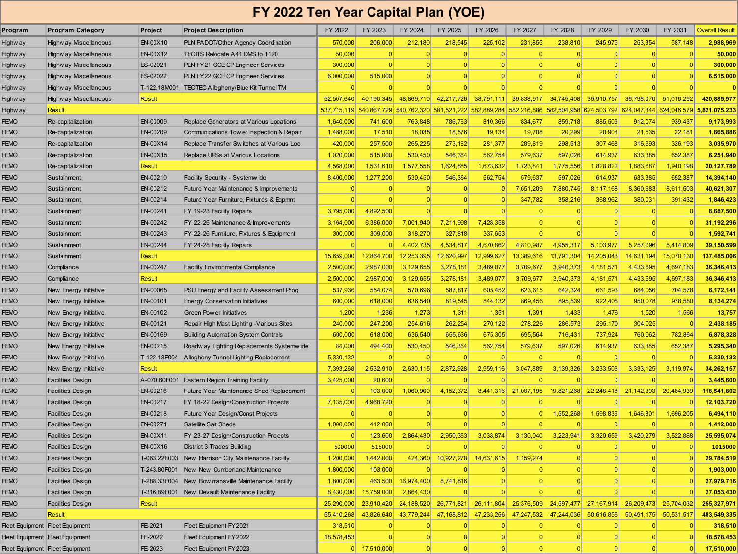# FY 2022 Ten Year Capital Plan (YOE)

| Program | Program Category | Project | Project Description | FY 2022 | FY 2023 | FY 2024 | FY 2025 | FY 2026 | FY 2027 | FY 2028 | FY 2029 | FY 2030 | FY 2031 | Overall Result |
|---|---|---|---|---|---|---|---|---|---|---|---|---|---|---|
| Highway | Highway Miscellaneous | EN-00X10 | PLN PADOT/Other Agency Coordination | 570,000 | 206,000 | 212,180 | 218,545 | 225,102 | 231,855 | 238,810 | 245,975 | 253,354 | 587,148 | **2,988,969** |
| Highway | Highway Miscellaneous | EN-00X12 | TEOITS Relocate A41 DMS to T120 | 50,000 | 0 | 0 | 0 | 0 | 0 | 0 | 0 | 0 | 0 | **50,000** |
| Highway | Highway Miscellaneous | ES-02021 | PLN FY21 GCE CP Engineer Services | 300,000 | 0 | 0 | 0 | 0 | 0 | 0 | 0 | 0 | 0 | **300,000** |
| Highway | Highway Miscellaneous | ES-02022 | PLN FY22 GCE CP Engineer Services | 6,000,000 | 515,000 | 0 | 0 | 0 | 0 | 0 | 0 | 0 | 0 | **6,515,000** |
| Highway | Highway Miscellaneous | T-122.18M001 | TEOTEC Allegheny/Blue Kit Tunnel TM | 0 | 0 | 0 | 0 | 0 | 0 | 0 | 0 | 0 | 0 | **0** |
| Highway | Highway Miscellaneous | Result | | 52,507,640 | 40,190,345 | 48,869,710 | 42,217,726 | 38,791,111 | 39,838,917 | 34,745,408 | 35,910,757 | 36,798,070 | 51,016,292 | **420,885,977** |
| Highway | Result | | | 537,715,119 | 540,867,729 | 540,762,320 | 581,521,222 | 582,889,284 | 582,216,886 | 582,504,958 | 624,503,792 | 624,047,344 | 624,046,579 | **5,821,075,233** |
| FEMO | Re-capitalization | EN-00009 | Replace Generators at Various Locations | 1,640,000 | 741,600 | 763,848 | 786,763 | 810,366 | 834,677 | 859,718 | 885,509 | 912,074 | 939,437 | **9,173,993** |
| FEMO | Re-capitalization | EN-00209 | Communications Tower Inspection & Repair | 1,488,000 | 17,510 | 18,035 | 18,576 | 19,134 | 19,708 | 20,299 | 20,908 | 21,535 | 22,181 | **1,665,886** |
| FEMO | Re-capitalization | EN-00X14 | Replace Transfer Switches at Various Loc | 420,000 | 257,500 | 265,225 | 273,182 | 281,377 | 289,819 | 298,513 | 307,468 | 316,693 | 326,193 | **3,035,970** |
| FEMO | Re-capitalization | EN-00X15 | Replace UPSs at Various Locations | 1,020,000 | 515,000 | 530,450 | 546,364 | 562,754 | 579,637 | 597,026 | 614,937 | 633,385 | 652,387 | **6,251,940** |
| FEMO | Re-capitalization | Result | | 4,568,000 | 1,531,610 | 1,577,558 | 1,624,885 | 1,673,632 | 1,723,841 | 1,775,556 | 1,828,822 | 1,883,687 | 1,940,198 | **20,127,789** |
| FEMO | Sustainment | EN-00210 | Facility Security - Systemwide | 8,400,000 | 1,277,200 | 530,450 | 546,364 | 562,754 | 579,637 | 597,026 | 614,937 | 633,385 | 652,387 | **14,394,140** |
| FEMO | Sustainment | EN-00212 | Future Year Maintenance & Improvements | 0 | 0 | 0 | 0 | 0 | 7,651,209 | 7,880,745 | 8,117,168 | 8,360,683 | 8,611,503 | **40,621,307** |
| FEMO | Sustainment | EN-00214 | Future Year Furniture, Fixtures & Eqpmnt | 0 | 0 | 0 | 0 | 0 | 347,782 | 358,216 | 368,962 | 380,031 | 391,432 | **1,846,423** |
| FEMO | Sustainment | EN-00241 | FY 19-23 Facility Repairs | 3,795,000 | 4,892,500 | 0 | 0 | 0 | 0 | 0 | 0 | 0 | 0 | **8,687,500** |
| FEMO | Sustainment | EN-00242 | FY 22-26 Maintenance & Improvements | 3,164,000 | 6,386,000 | 7,001,940 | 7,211,998 | 7,428,358 | 0 | 0 | 0 | 0 | 0 | **31,192,296** |
| FEMO | Sustainment | EN-00243 | FY 22-26 Furniture, Fixtures & Equipment | 300,000 | 309,000 | 318,270 | 327,818 | 337,653 | 0 | 0 | 0 | 0 | 0 | **1,592,741** |
| FEMO | Sustainment | EN-00244 | FY 24-28 Facility Repairs | 0 | 0 | 4,402,735 | 4,534,817 | 4,670,862 | 4,810,987 | 4,955,317 | 5,103,977 | 5,257,096 | 5,414,809 | **39,150,599** |
| FEMO | Sustainment | Result | | 15,659,000 | 12,864,700 | 12,253,395 | 12,620,997 | 12,999,627 | 13,389,616 | 13,791,304 | 14,205,043 | 14,631,194 | 15,070,130 | **137,485,006** |
| FEMO | Compliance | EN-00247 | Facility Environmental Compliance | 2,500,000 | 2,987,000 | 3,129,655 | 3,278,181 | 3,489,077 | 3,709,677 | 3,940,373 | 4,181,571 | 4,433,695 | 4,697,183 | **36,346,413** |
| FEMO | Compliance | Result | | 2,500,000 | 2,987,000 | 3,129,655 | 3,278,181 | 3,489,077 | 3,709,677 | 3,940,373 | 4,181,571 | 4,433,695 | 4,697,183 | **36,346,413** |
| FEMO | New Energy Initiative | EN-00065 | PSU Energy and Facility Assessment Prog | 537,936 | 554,074 | 570,696 | 587,817 | 605,452 | 623,615 | 642,324 | 661,593 | 684,056 | 704,578 | **6,172,141** |
| FEMO | New Energy Initiative | EN-00101 | Energy Conservation Initiatives | 600,000 | 618,000 | 636,540 | 819,545 | 844,132 | 869,456 | 895,539 | 922,405 | 950,078 | 978,580 | **8,134,274** |
| FEMO | New Energy Initiative | EN-00102 | Green Power Initiatives | 1,200 | 1,236 | 1,273 | 1,311 | 1,351 | 1,391 | 1,433 | 1,476 | 1,520 | 1,566 | **13,757** |
| FEMO | New Energy Initiative | EN-00121 | Repair High Mast Lighting -Various Sites | 240,000 | 247,200 | 254,616 | 262,254 | 270,122 | 278,226 | 286,573 | 295,170 | 304,025 | 0 | **2,438,185** |
| FEMO | New Energy Initiative | EN-00169 | Building Automation System Controls | 600,000 | 618,000 | 636,540 | 655,636 | 675,305 | 695,564 | 716,431 | 737,924 | 760,062 | 782,864 | **6,878,328** |
| FEMO | New Energy Initiative | EN-00215 | Roadway Lighting Replacements Systemwide | 84,000 | 494,400 | 530,450 | 546,364 | 562,754 | 579,637 | 597,026 | 614,937 | 633,385 | 652,387 | **5,295,340** |
| FEMO | New Energy Initiative | T-122.18F004 | Allegheny Tunnel Lighting Replacement | 5,330,132 | 0 | 0 | 0 | 0 | 0 | 0 | 0 | 0 | 0 | **5,330,132** |
| FEMO | New Energy Initiative | Result | | 7,393,268 | 2,532,910 | 2,630,115 | 2,872,928 | 2,959,116 | 3,047,889 | 3,139,326 | 3,233,506 | 3,333,125 | 3,119,974 | **34,262,157** |
| FEMO | Facilities Design | A-070.60F001 | Eastern Region Training Facility | 3,425,000 | 20,600 | 0 | 0 | 0 | 0 | 0 | 0 | 0 | 0 | **3,445,600** |
| FEMO | Facilities Design | EN-00216 | Future Year Maintenance Shed Replacement | 0 | 103,000 | 1,060,900 | 4,152,372 | 8,441,316 | 21,087,195 | 19,821,268 | 22,248,418 | 21,142,393 | 20,484,939 | **118,541,802** |
| FEMO | Facilities Design | EN-00217 | FY 18-22 Design/Construction Projects | 7,135,000 | 4,968,720 | 0 | 0 | 0 | 0 | 0 | 0 | 0 | 0 | **12,103,720** |
| FEMO | Facilities Design | EN-00218 | Future Year Design/Const Projects | 0 | 0 | 0 | 0 | 0 | 0 | 1,552,268 | 1,598,836 | 1,646,801 | 1,696,205 | **6,494,110** |
| FEMO | Facilities Design | EN-00271 | Satellite Salt Sheds | 1,000,000 | 412,000 | 0 | 0 | 0 | 0 | 0 | 0 | 0 | 0 | **1,412,000** |
| FEMO | Facilities Design | EN-00X11 | FY 23-27 Design/Construction Projects | 0 | 123,600 | 2,864,430 | 2,950,363 | 3,038,874 | 3,130,040 | 3,223,941 | 3,320,659 | 3,420,279 | 3,522,888 | **25,595,074** |
| FEMO | Facilities Design | EN-00X16 | District 3 Trades Building | 500000 | 515000 | 0 | 0 | 0 | 0 | 0 | 0 | 0 | 0 | **1015000** |
| FEMO | Facilities Design | T-063.22F003 | New Harrison City Maintenance Facility | 1,200,000 | 1,442,000 | 424,360 | 10,927,270 | 14,631,615 | 1,159,274 | 0 | 0 | 0 | 0 | **29,784,519** |
| FEMO | Facilities Design | T-243.80F001 | New New Cumberland Maintenance | 1,800,000 | 103,000 | 0 | 0 | 0 | 0 | 0 | 0 | 0 | 0 | **1,903,000** |
| FEMO | Facilities Design | T-288.33F004 | New Bowmansville Maintenance Facility | 1,800,000 | 463,500 | 16,974,400 | 8,741,816 | 0 | 0 | 0 | 0 | 0 | 0 | **27,979,716** |
| FEMO | Facilities Design | T-316.89F001 | New Devault Maintenance Facility | 8,430,000 | 15,759,000 | 2,864,430 | 0 | 0 | 0 | 0 | 0 | 0 | 0 | **27,053,430** |
| FEMO | Facilities Design | Result | | 25,290,000 | 23,910,420 | 24,188,520 | 26,771,821 | 26,111,804 | 25,376,509 | 24,597,477 | 27,167,914 | 26,209,473 | 25,704,032 | **255,327,971** |
| FEMO | Result | | | 55,410,268 | 43,826,640 | 43,779,244 | 47,168,812 | 47,233,256 | 47,247,532 | 47,244,036 | 50,616,856 | 50,491,175 | 50,531,517 | **483,549,335** |
| Fleet Equipment | Fleet Equipment | FE-2021 | Fleet Equipment FY2021 | 318,510 | 0 | 0 | 0 | 0 | 0 | 0 | 0 | 0 | 0 | **318,510** |
| Fleet Equipment | Fleet Equipment | FE-2022 | Fleet Equipment FY2022 | 18,578,453 | 0 | 0 | 0 | 0 | 0 | 0 | 0 | 0 | 0 | **18,578,453** |
| Fleet Equipment | Fleet Equipment | FE-2023 | Fleet Equipment FY2023 | 0 | 17,510,000 | 0 | 0 | 0 | 0 | 0 | 0 | 0 | 0 | **17,510,000** |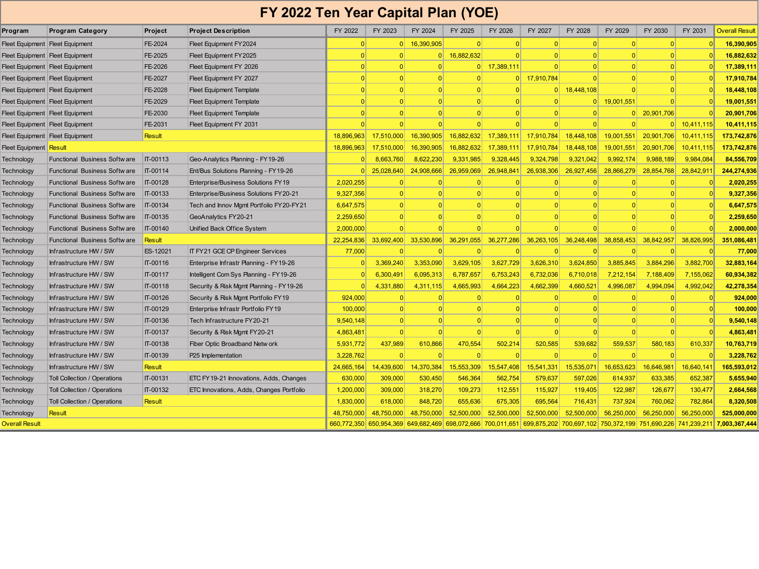# FY 2022 Ten Year Capital Plan (YOE)

| Program | Program Category | Project | Project Description | FY 2022 | FY 2023 | FY 2024 | FY 2025 | FY 2026 | FY 2027 | FY 2028 | FY 2029 | FY 2030 | FY 2031 | Overall Result |
|---|---|---|---|---|---|---|---|---|---|---|---|---|---|---|
| Fleet Equipment | Fleet Equipment | FE-2024 | Fleet Equipment FY2024 | 0 | 0 | 16,390,905 | 0 | 0 | 0 | 0 | 0 | 0 | 0 | **16,390,905** |
| Fleet Equipment | Fleet Equipment | FE-2025 | Fleet Equipment FY2025 | 0 | 0 | 0 | 16,882,632 | 0 | 0 | 0 | 0 | 0 | 0 | **16,882,632** |
| Fleet Equipment | Fleet Equipment | FE-2026 | Fleet Equipment FY 2026 | 0 | 0 | 0 | 0 | 17,389,111 | 0 | 0 | 0 | 0 | 0 | **17,389,111** |
| Fleet Equipment | Fleet Equipment | FE-2027 | Fleet Equipment FY 2027 | 0 | 0 | 0 | 0 | 0 | 17,910,784 | 0 | 0 | 0 | 0 | **17,910,784** |
| Fleet Equipment | Fleet Equipment | FE-2028 | Fleet Equipment Template | 0 | 0 | 0 | 0 | 0 | 0 | 18,448,108 | 0 | 0 | 0 | **18,448,108** |
| Fleet Equipment | Fleet Equipment | FE-2029 | Fleet Equipment Template | 0 | 0 | 0 | 0 | 0 | 0 | 0 | 19,001,551 | 0 | 0 | **19,001,551** |
| Fleet Equipment | Fleet Equipment | FE-2030 | Fleet Equipment Template | 0 | 0 | 0 | 0 | 0 | 0 | 0 | 0 | 20,901,706 | 0 | **20,901,706** |
| Fleet Equipment | Fleet Equipment | FE-2031 | Fleet Equipment FY 2031 | 0 | 0 | 0 | 0 | 0 | 0 | 0 | 0 | 0 | 10,411,115 | **10,411,115** |
| Fleet Equipment | Fleet Equipment | Result | | 18,896,963 | 17,510,000 | 16,390,905 | 16,882,632 | 17,389,111 | 17,910,784 | 18,448,108 | 19,001,551 | 20,901,706 | 10,411,115 | **173,742,876** |
| Fleet Equipment | Result | | | 18,896,963 | 17,510,000 | 16,390,905 | 16,882,632 | 17,389,111 | 17,910,784 | 18,448,108 | 19,001,551 | 20,901,706 | 10,411,115 | **173,742,876** |
| Technology | Functional Business Software | IT-00113 | Geo-Analytics Planning - FY19-26 | 0 | 8,663,760 | 8,622,230 | 9,331,985 | 9,328,445 | 9,324,798 | 9,321,042 | 9,992,174 | 9,988,189 | 9,984,084 | **84,556,709** |
| Technology | Functional Business Software | IT-00114 | Ent/Bus Solutions Planning - FY19-26 | 0 | 25,028,640 | 24,908,666 | 26,959,069 | 26,948,841 | 26,938,306 | 26,927,456 | 28,866,279 | 28,854,768 | 28,842,911 | **244,274,936** |
| Technology | Functional Business Software | IT-00128 | Enterprise/Business Solutions FY19 | 2,020,255 | 0 | 0 | 0 | 0 | 0 | 0 | 0 | 0 | 0 | **2,020,255** |
| Technology | Functional Business Software | IT-00133 | Enterprise/Business Solutions FY20-21 | 9,327,356 | 0 | 0 | 0 | 0 | 0 | 0 | 0 | 0 | 0 | **9,327,356** |
| Technology | Functional Business Software | IT-00134 | Tech and Innov Mgmt Portfolio FY20-FY21 | 6,647,575 | 0 | 0 | 0 | 0 | 0 | 0 | 0 | 0 | 0 | **6,647,575** |
| Technology | Functional Business Software | IT-00135 | GeoAnalytics FY20-21 | 2,259,650 | 0 | 0 | 0 | 0 | 0 | 0 | 0 | 0 | 0 | **2,259,650** |
| Technology | Functional Business Software | IT-00140 | Unified Back Office System | 2,000,000 | 0 | 0 | 0 | 0 | 0 | 0 | 0 | 0 | 0 | **2,000,000** |
| Technology | Functional Business Software | Result | | 22,254,836 | 33,692,400 | 33,530,896 | 36,291,055 | 36,277,286 | 36,263,105 | 36,248,498 | 38,858,453 | 38,842,957 | 38,826,995 | **351,086,481** |
| Technology | Infrastructure HW / SW | ES-12021 | IT FY21 GCE CP Engineer Services | 77,000 | 0 | 0 | 0 | 0 | 0 | 0 | 0 | 0 | 0 | **77,000** |
| Technology | Infrastructure HW / SW | IT-00116 | Enterprise Infrastr Planning - FY19-26 | 0 | 3,369,240 | 3,353,090 | 3,629,105 | 3,627,729 | 3,626,310 | 3,624,850 | 3,885,845 | 3,884,296 | 3,882,700 | **32,883,164** |
| Technology | Infrastructure HW / SW | IT-00117 | Intelligent Com Sys Planning - FY19-26 | 0 | 6,300,491 | 6,095,313 | 6,787,657 | 6,753,243 | 6,732,036 | 6,710,018 | 7,212,154 | 7,188,409 | 7,155,062 | **60,934,382** |
| Technology | Infrastructure HW / SW | IT-00118 | Security & Risk Mgmt Planning - FY19-26 | 0 | 4,331,880 | 4,311,115 | 4,665,993 | 4,664,223 | 4,662,399 | 4,660,521 | 4,996,087 | 4,994,094 | 4,992,042 | **42,278,354** |
| Technology | Infrastructure HW / SW | IT-00126 | Security & Risk Mgmt Portfolio FY19 | 924,000 | 0 | 0 | 0 | 0 | 0 | 0 | 0 | 0 | 0 | **924,000** |
| Technology | Infrastructure HW / SW | IT-00129 | Enterprise Infrastr Portfolio FY19 | 100,000 | 0 | 0 | 0 | 0 | 0 | 0 | 0 | 0 | 0 | **100,000** |
| Technology | Infrastructure HW / SW | IT-00136 | Tech Infrastructure FY20-21 | 9,540,148 | 0 | 0 | 0 | 0 | 0 | 0 | 0 | 0 | 0 | **9,540,148** |
| Technology | Infrastructure HW / SW | IT-00137 | Security & Risk Mgmt FY20-21 | 4,863,481 | 0 | 0 | 0 | 0 | 0 | 0 | 0 | 0 | 0 | **4,863,481** |
| Technology | Infrastructure HW / SW | IT-00138 | Fiber Optic Broadband Network | 5,931,772 | 437,989 | 610,866 | 470,554 | 502,214 | 520,585 | 539,682 | 559,537 | 580,183 | 610,337 | **10,763,719** |
| Technology | Infrastructure HW / SW | IT-00139 | P25 Implementation | 3,228,762 | 0 | 0 | 0 | 0 | 0 | 0 | 0 | 0 | 0 | **3,228,762** |
| Technology | Infrastructure HW / SW | Result | | 24,665,164 | 14,439,600 | 14,370,384 | 15,553,309 | 15,547,408 | 15,541,331 | 15,535,071 | 16,653,623 | 16,646,981 | 16,640,141 | **165,593,012** |
| Technology | Toll Collection / Operations | IT-00131 | ETC FY19-21 Innovations, Adds, Changes | 630,000 | 309,000 | 530,450 | 546,364 | 562,754 | 579,637 | 597,026 | 614,937 | 633,385 | 652,387 | **5,655,940** |
| Technology | Toll Collection / Operations | IT-00132 | ETC Innovations, Adds, Changes Portfolio | 1,200,000 | 309,000 | 318,270 | 109,273 | 112,551 | 115,927 | 119,405 | 122,987 | 126,677 | 130,477 | **2,664,568** |
| Technology | Toll Collection / Operations | Result | | 1,830,000 | 618,000 | 848,720 | 655,636 | 675,305 | 695,564 | 716,431 | 737,924 | 760,062 | 782,864 | **8,320,508** |
| Technology | Result | | | 48,750,000 | 48,750,000 | 48,750,000 | 52,500,000 | 52,500,000 | 52,500,000 | 52,500,000 | 56,250,000 | 56,250,000 | 56,250,000 | **525,000,000** |
| Overall Result | | | | 660,772,350 | 650,954,369 | 649,682,469 | 698,072,666 | 700,011,651 | 699,875,202 | 700,697,102 | 750,372,199 | 751,690,226 | 741,239,211 | **7,003,367,444** |